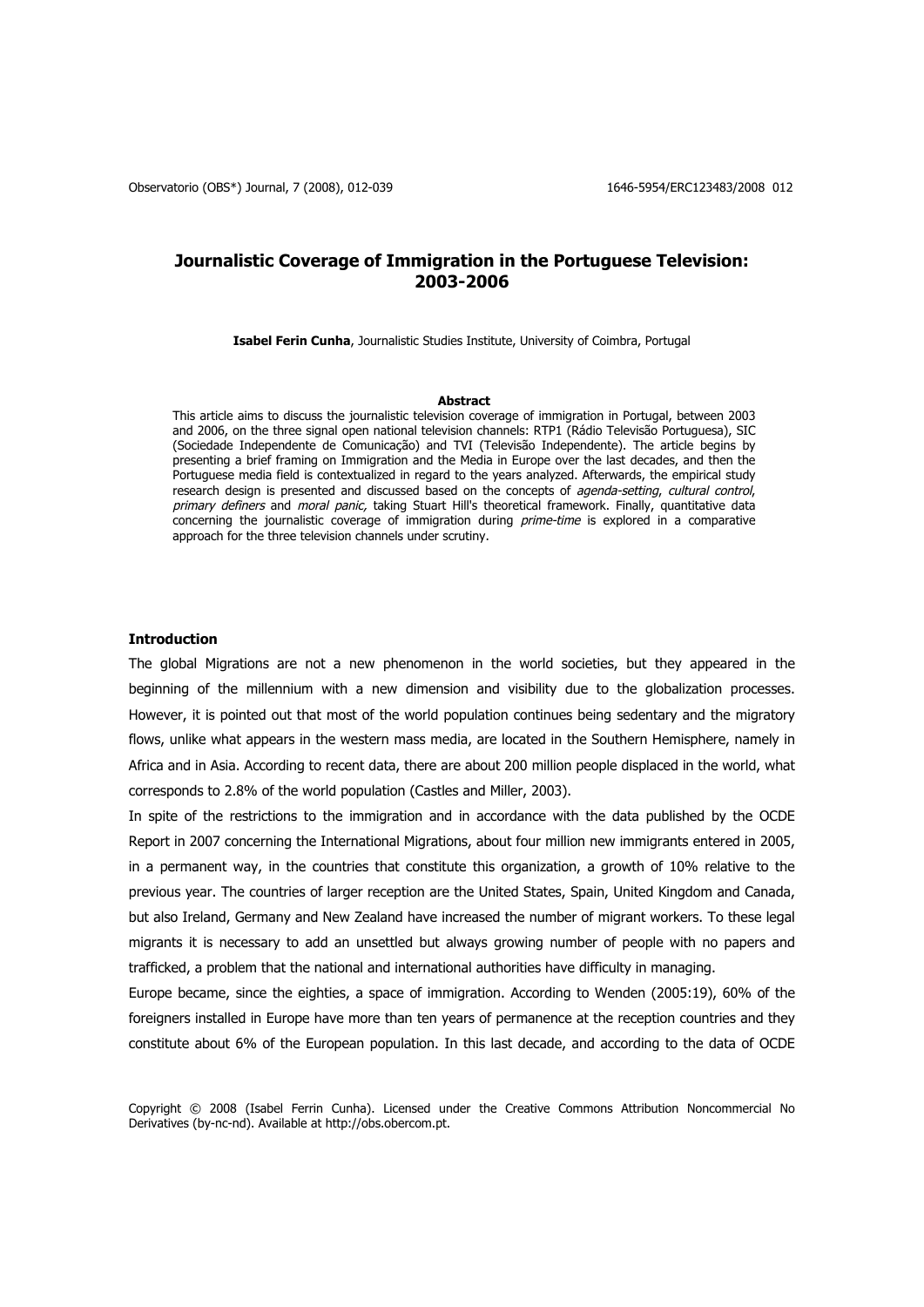# Journalistic Coverage of Immigration in the Portuguese Television: 2003-2006

**Isabel Ferin Cunha**, Journalistic Studies Institute, University of Coimbra, Portugal

**Abstract**

This article aims to discuss the journalistic television coverage of immigration in Portugal, between 2003 and 2006, on the three signal open national television channels: RTP1 (Rádio Televisão Portuguesa), SIC (Sociedade Independente de Comunicação) and TVI (Televisão Independente). The article begins by presenting a brief framing on Immigration and the Media in Europe over the last decades, and then the Portuguese media field is contextualized in regard to the years analyzed. Afterwards, the empirical study research design is presented and discussed based on the concepts of *agenda-setting*, *cultural control*, *primary definers* and *moral panic,* taking Stuart Hill's theoretical framework. Finally, quantitative data concerning the journalistic coverage of immigration during *prime-time* is explored in a comparative approach for the three television channels under scrutiny.

## Introduction

The global Migrations are not a new phenomenon in the world societies, but they appeared in the beginning of the millennium with a new dimension and visibility due to the globalization processes. However, it is pointed out that most of the world population continues being sedentary and the migratory flows, unlike what appears in the western mass media, are located in the Southern Hemisphere, namely in Africa and in Asia. According to recent data, there are about 200 million people displaced in the world, what corresponds to 2.8% of the world population (Castles and Miller, 2003).

In spite of the restrictions to the immigration and in accordance with the data published by the OCDE Report in 2007 concerning the International Migrations, about four million new immigrants entered in 2005, in a permanent way, in the countries that constitute this organization, a growth of 10% relative to the previous year. The countries of larger reception are the United States, Spain, United Kingdom and Canada, but also Ireland, Germany and New Zealand have increased the number of migrant workers. To these legal migrants it is necessary to add an unsettled but always growing number of people with no papers and trafficked, a problem that the national and international authorities have difficulty in managing.

Europe became, since the eighties, a space of immigration. According to Wenden (2005:19), 60% of the foreigners installed in Europe have more than ten years of permanence at the reception countries and they constitute about 6% of the European population. In this last decade, and according to the data of OCDE

Copyright © 2008 (Isabel Ferrin Cunha). Licensed under the Creative Commons Attribution Noncommercial No Derivatives (by-nc-nd). Available at http://obs.obercom.pt.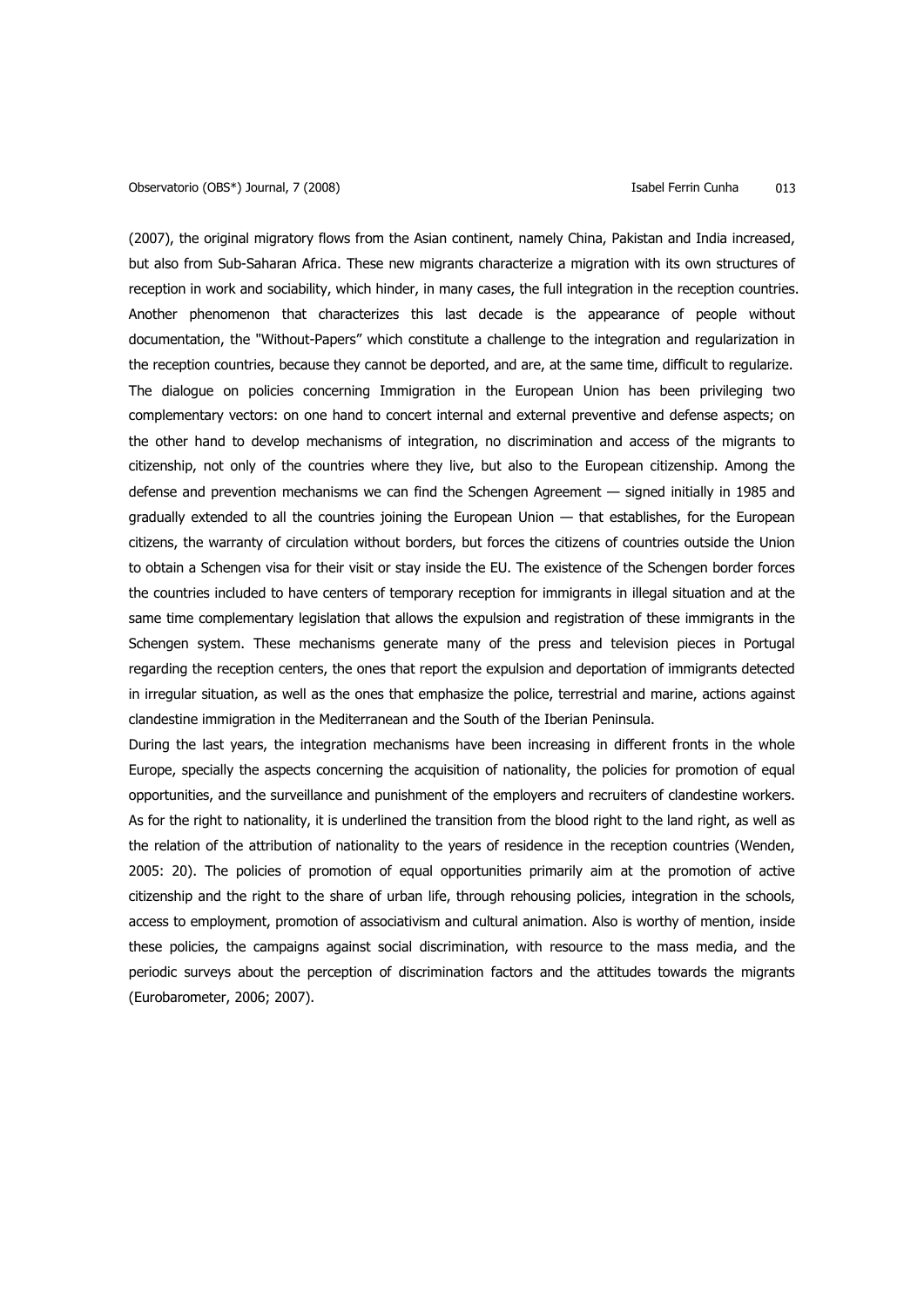(2007), the original migratory flows from the Asian continent, namely China, Pakistan and India increased, but also from Sub-Saharan Africa. These new migrants characterize a migration with its own structures of reception in work and sociability, which hinder, in many cases, the full integration in the reception countries. Another phenomenon that characterizes this last decade is the appearance of people without documentation, the "Without-Papers" which constitute a challenge to the integration and regularization in the reception countries, because they cannot be deported, and are, at the same time, difficult to regularize.

The dialogue on policies concerning Immigration in the European Union has been privileging two complementary vectors: on one hand to concert internal and external preventive and defense aspects; on the other hand to develop mechanisms of integration, no discrimination and access of the migrants to citizenship, not only of the countries where they live, but also to the European citizenship. Among the defense and prevention mechanisms we can find the Schengen Agreement — signed initially in 1985 and gradually extended to all the countries joining the European Union — that establishes, for the European citizens, the warranty of circulation without borders, but forces the citizens of countries outside the Union to obtain a Schengen visa for their visit or stay inside the EU. The existence of the Schengen border forces the countries included to have centers of temporary reception for immigrants in illegal situation and at the same time complementary legislation that allows the expulsion and registration of these immigrants in the Schengen system. These mechanisms generate many of the press and television pieces in Portugal regarding the reception centers, the ones that report the expulsion and deportation of immigrants detected in irregular situation, as well as the ones that emphasize the police, terrestrial and marine, actions against clandestine immigration in the Mediterranean and the South of the Iberian Peninsula.

During the last years, the integration mechanisms have been increasing in different fronts in the whole Europe, specially the aspects concerning the acquisition of nationality, the policies for promotion of equal opportunities, and the surveillance and punishment of the employers and recruiters of clandestine workers. As for the right to nationality, it is underlined the transition from the blood right to the land right, as well as the relation of the attribution of nationality to the years of residence in the reception countries (Wenden, 2005: 20). The policies of promotion of equal opportunities primarily aim at the promotion of active citizenship and the right to the share of urban life, through rehousing policies, integration in the schools, access to employment, promotion of associativism and cultural animation. Also is worthy of mention, inside these policies, the campaigns against social discrimination, with resource to the mass media, and the periodic surveys about the perception of discrimination factors and the attitudes towards the migrants (Eurobarometer, 2006; 2007).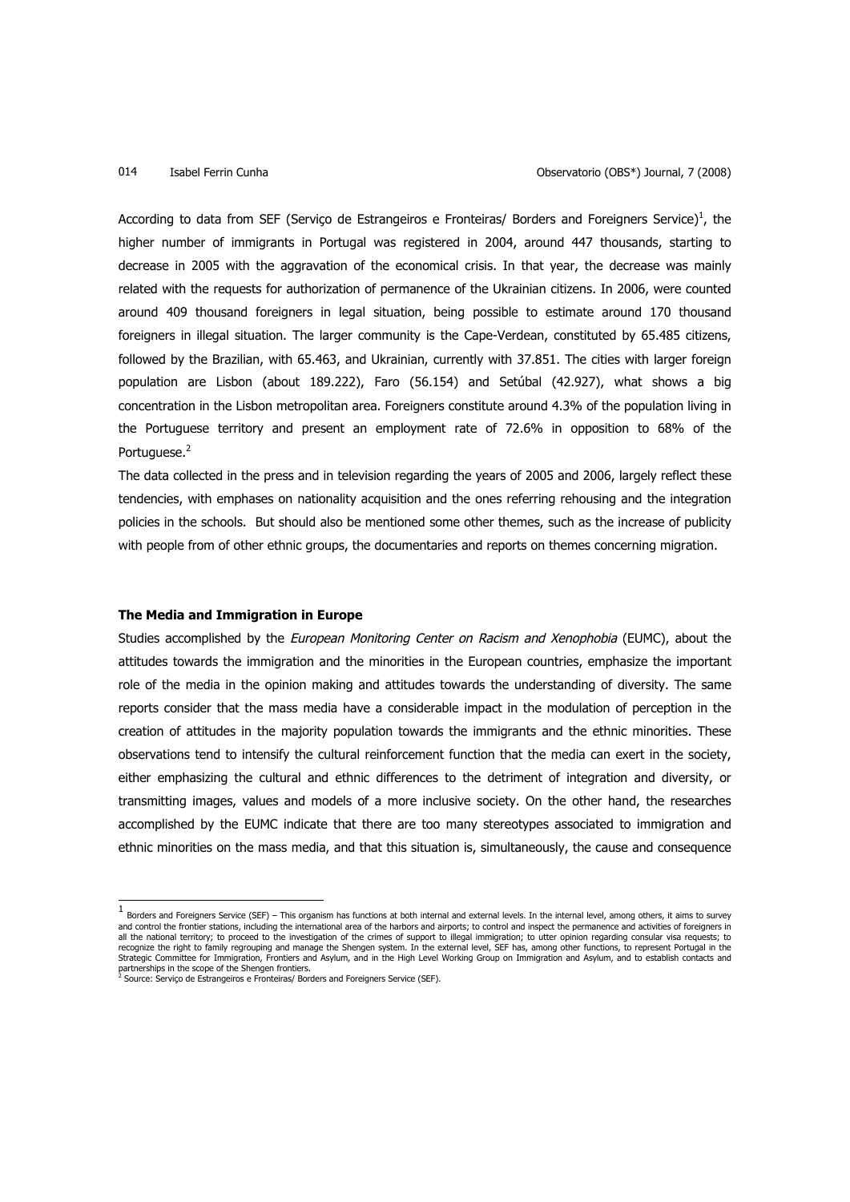According to data from SEF (Serviço de Estrangeiros e Fronteiras/ Borders and Foreigners Service)[1], the higher number of immigrants in Portugal was registered in 2004, around 447 thousands, starting to decrease in 2005 with the aggravation of the economical crisis. In that year, the decrease was mainly related with the requests for authorization of permanence of the Ukrainian citizens. In 2006, were counted around 409 thousand foreigners in legal situation, being possible to estimate around 170 thousand foreigners in illegal situation. The larger community is the Cape-Verdean, constituted by 65.485 citizens, followed by the Brazilian, with 65.463, and Ukrainian, currently with 37.851. The cities with larger foreign population are Lisbon (about 189.222), Faro (56.154) and Setúbal (42.927), what shows a big concentration in the Lisbon metropolitan area. Foreigners constitute around 4.3% of the population living in the Portuguese territory and present an employment rate of 72.6% in opposition to 68% of the Portuguese.[2]

The data collected in the press and in television regarding the years of 2005 and 2006, largely reflect these tendencies, with emphases on nationality acquisition and the ones referring rehousing and the integration policies in the schools. But should also be mentioned some other themes, such as the increase of publicity with people from of other ethnic groups, the documentaries and reports on themes concerning migration.

## The Media and Immigration in Europe

Studies accomplished by the *European Monitoring Center on Racism and Xenophobia* (EUMC), about the attitudes towards the immigration and the minorities in the European countries, emphasize the important role of the media in the opinion making and attitudes towards the understanding of diversity. The same reports consider that the mass media have a considerable impact in the modulation of perception in the creation of attitudes in the majority population towards the immigrants and the ethnic minorities. These observations tend to intensify the cultural reinforcement function that the media can exert in the society, either emphasizing the cultural and ethnic differences to the detriment of integration and diversity, or transmitting images, values and models of a more inclusive society. On the other hand, the researches accomplished by the EUMC indicate that there are too many stereotypes associated to immigration and ethnic minorities on the mass media, and that this situation is, simultaneously, the cause and consequence

---

[1] Borders and Foreigners Service (SEF) – This organism has functions at both internal and external levels. In the internal level, among others, it aims to survey and control the frontier stations, including the international area of the harbors and airports; to control and inspect the permanence and activities of foreigners in all the national territory; to proceed to the investigation of the crimes of support to illegal immigration; to utter opinion regarding consular visa requests; to recognize the right to family regrouping and manage the Shengen system. In the external level, SEF has, among other functions, to represent Portugal in the Strategic Committee for Immigration, Frontiers and Asylum, and in the High Level Working Group on Immigration and Asylum, and to establish contacts and partnerships in the scope of the Shengen frontiers.

[2] Source: Serviço de Estrangeiros e Fronteiras/ Borders and Foreigners Service (SEF).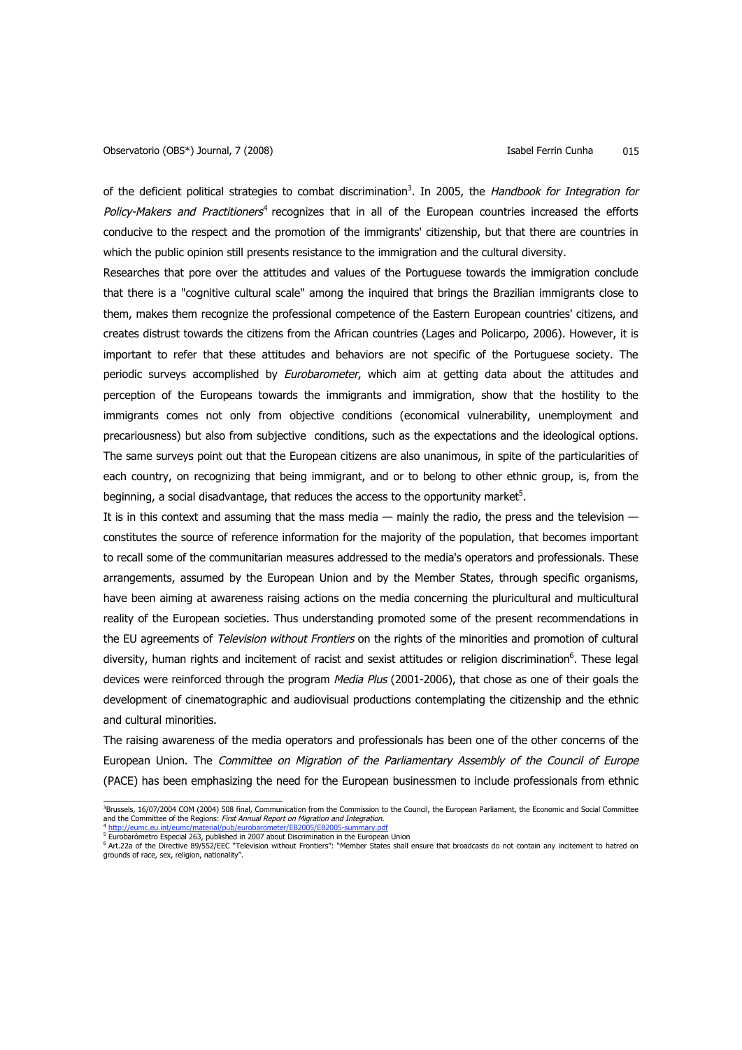of the deficient political strategies to combat discrimination[3]. In 2005, the *Handbook for Integration for Policy-Makers and Practitioners*[4] recognizes that in all of the European countries increased the efforts conducive to the respect and the promotion of the immigrants' citizenship, but that there are countries in which the public opinion still presents resistance to the immigration and the cultural diversity.

Researches that pore over the attitudes and values of the Portuguese towards the immigration conclude that there is a "cognitive cultural scale" among the inquired that brings the Brazilian immigrants close to them, makes them recognize the professional competence of the Eastern European countries' citizens, and creates distrust towards the citizens from the African countries (Lages and Policarpo, 2006). However, it is important to refer that these attitudes and behaviors are not specific of the Portuguese society. The periodic surveys accomplished by *Eurobarometer*, which aim at getting data about the attitudes and perception of the Europeans towards the immigrants and immigration, show that the hostility to the immigrants comes not only from objective conditions (economical vulnerability, unemployment and precariousness) but also from subjective conditions, such as the expectations and the ideological options. The same surveys point out that the European citizens are also unanimous, in spite of the particularities of each country, on recognizing that being immigrant, and or to belong to other ethnic group, is, from the beginning, a social disadvantage, that reduces the access to the opportunity market[5].

It is in this context and assuming that the mass media — mainly the radio, the press and the television — constitutes the source of reference information for the majority of the population, that becomes important to recall some of the communitarian measures addressed to the media's operators and professionals. These arrangements, assumed by the European Union and by the Member States, through specific organisms, have been aiming at awareness raising actions on the media concerning the pluricultural and multicultural reality of the European societies. Thus understanding promoted some of the present recommendations in the EU agreements of *Television without Frontiers* on the rights of the minorities and promotion of cultural diversity, human rights and incitement of racist and sexist attitudes or religion discrimination[6]. These legal devices were reinforced through the program *Media Plus* (2001-2006), that chose as one of their goals the development of cinematographic and audiovisual productions contemplating the citizenship and the ethnic and cultural minorities.

The raising awareness of the media operators and professionals has been one of the other concerns of the European Union. The *Committee on Migration of the Parliamentary Assembly of the Council of Europe* (PACE) has been emphasizing the need for the European businessmen to include professionals from ethnic

---

[3] Brussels, 16/07/2004 COM (2004) 508 final, Communication from the Commission to the Council, the European Parliament, the Economic and Social Committee and the Committee of the Regions: *First Annual Report on Migration and Integration.*

[4] http://eumc.eu.int/eumc/material/pub/eurobarometer/EB2005/EB2005-summary.pdf

[5] Eurobarómetro Especial 263, published in 2007 about Discrimination in the European Union

[6] Art.22a of the Directive 89/552/EEC "Television without Frontiers": "Member States shall ensure that broadcasts do not contain any incitement to hatred on grounds of race, sex, religion, nationality".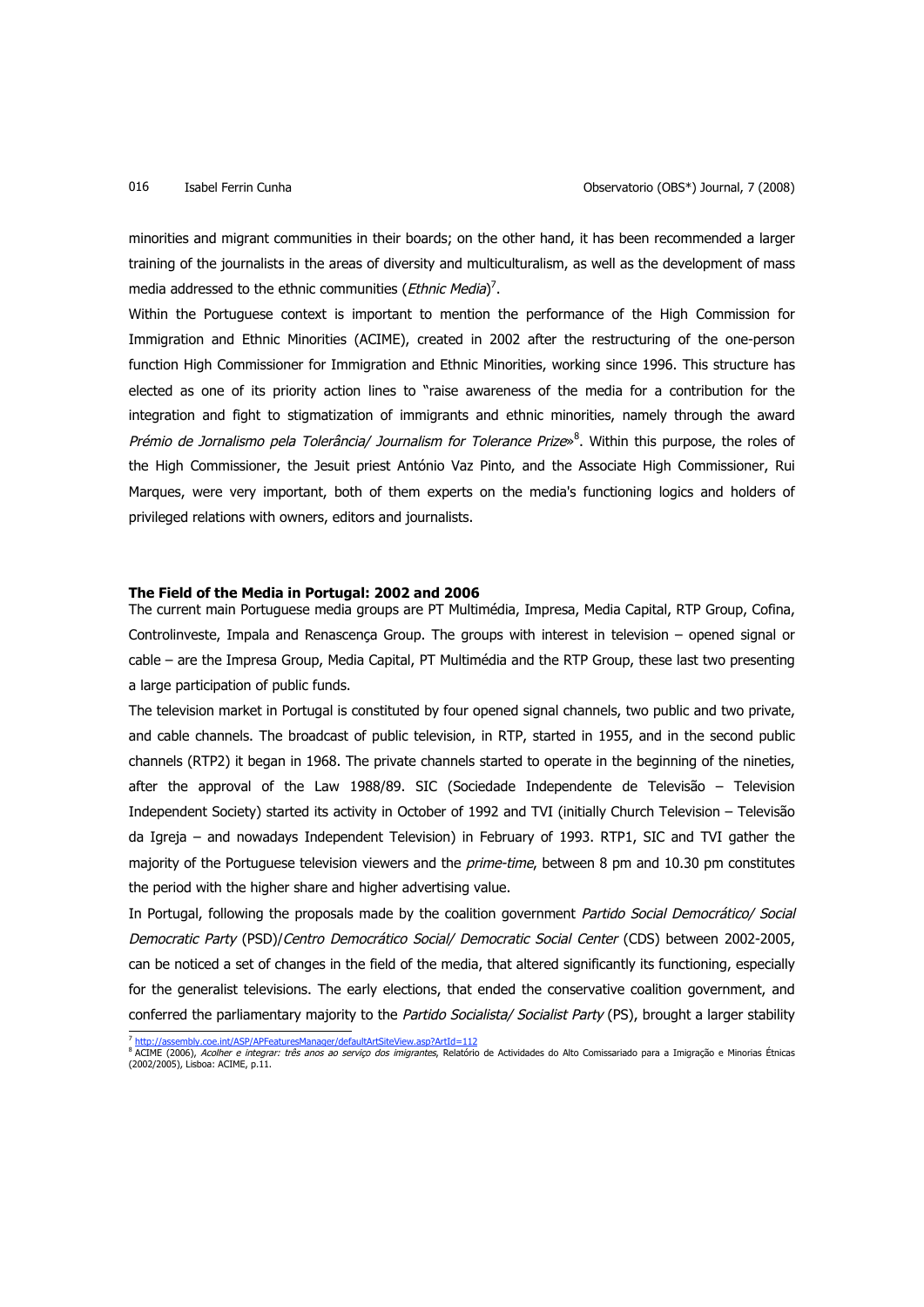minorities and migrant communities in their boards; on the other hand, it has been recommended a larger training of the journalists in the areas of diversity and multiculturalism, as well as the development of mass media addressed to the ethnic communities (*Ethnic Media*)[7].

Within the Portuguese context is important to mention the performance of the High Commission for Immigration and Ethnic Minorities (ACIME), created in 2002 after the restructuring of the one-person function High Commissioner for Immigration and Ethnic Minorities, working since 1996. This structure has elected as one of its priority action lines to "raise awareness of the media for a contribution for the integration and fight to stigmatization of immigrants and ethnic minorities, namely through the award *Prémio de Jornalismo pela Tolerância/ Journalism for Tolerance Prize*»[8]. Within this purpose, the roles of the High Commissioner, the Jesuit priest António Vaz Pinto, and the Associate High Commissioner, Rui Marques, were very important, both of them experts on the media's functioning logics and holders of privileged relations with owners, editors and journalists.

**The Field of the Media in Portugal: 2002 and 2006**

The current main Portuguese media groups are PT Multimédia, Impresa, Media Capital, RTP Group, Cofina, Controlinveste, Impala and Renascença Group. The groups with interest in television – opened signal or cable – are the Impresa Group, Media Capital, PT Multimédia and the RTP Group, these last two presenting a large participation of public funds.

The television market in Portugal is constituted by four opened signal channels, two public and two private, and cable channels. The broadcast of public television, in RTP, started in 1955, and in the second public channels (RTP2) it began in 1968. The private channels started to operate in the beginning of the nineties, after the approval of the Law 1988/89. SIC (Sociedade Independente de Televisão – Television Independent Society) started its activity in October of 1992 and TVI (initially Church Television – Televisão da Igreja – and nowadays Independent Television) in February of 1993. RTP1, SIC and TVI gather the majority of the Portuguese television viewers and the *prime-time*, between 8 pm and 10.30 pm constitutes the period with the higher share and higher advertising value.

In Portugal, following the proposals made by the coalition government *Partido Social Democrático/ Social Democratic Party* (PSD)/*Centro Democrático Social/ Democratic Social Center* (CDS) between 2002-2005, can be noticed a set of changes in the field of the media, that altered significantly its functioning, especially for the generalist televisions. The early elections, that ended the conservative coalition government, and conferred the parliamentary majority to the *Partido Socialista/ Socialist Party* (PS), brought a larger stability

[7] http://assembly.coe.int/ASP/APFeaturesManager/defaultArtSiteView.asp?ArtId=112

[8] ACIME (2006), *Acolher e integrar: três anos ao serviço dos imigrantes*, Relatório de Actividades do Alto Comissariado para a Imigração e Minorias Étnicas (2002/2005), Lisboa: ACIME, p.11.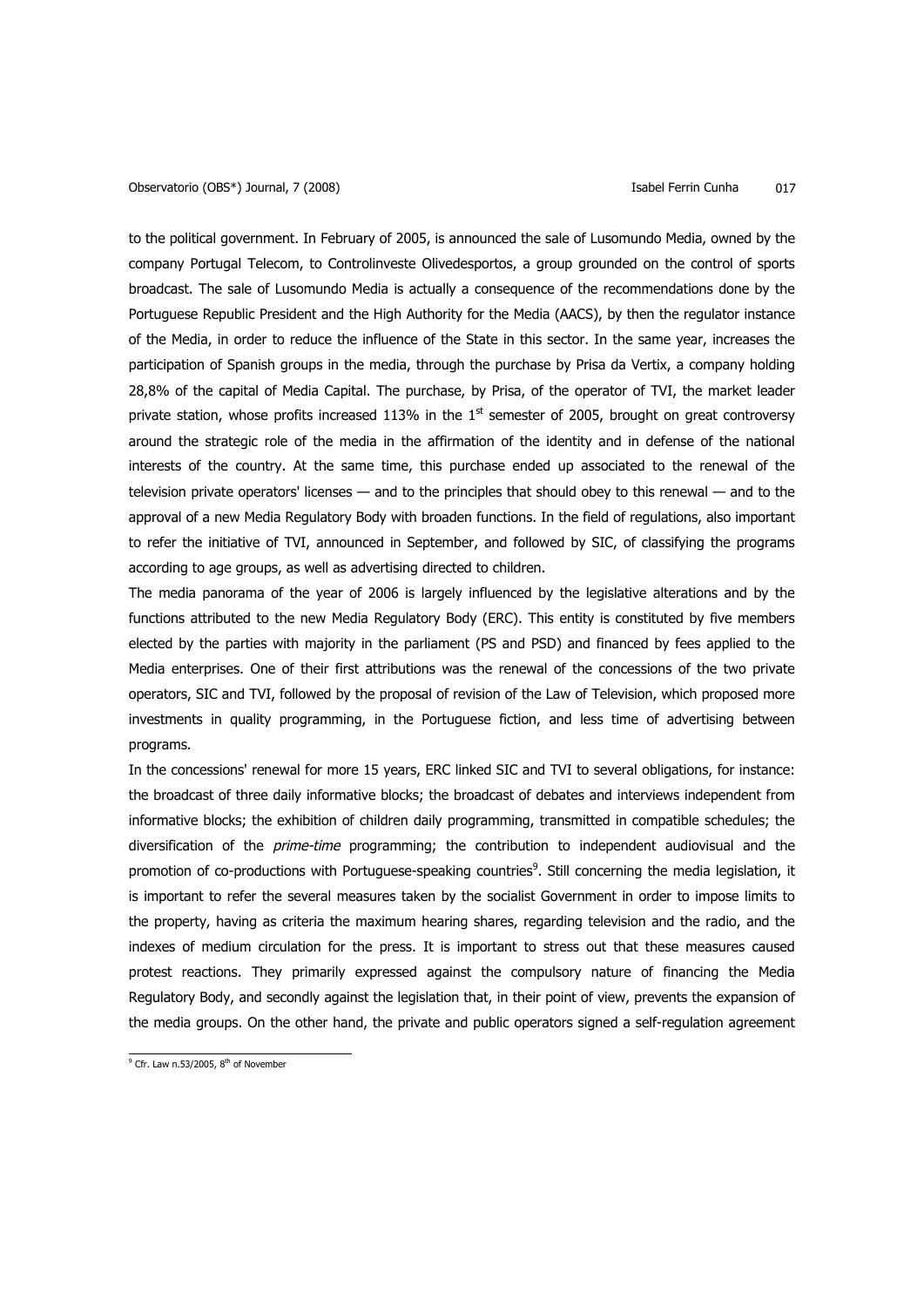to the political government. In February of 2005, is announced the sale of Lusomundo Media, owned by the company Portugal Telecom, to Controlinveste Olivedesportos, a group grounded on the control of sports broadcast. The sale of Lusomundo Media is actually a consequence of the recommendations done by the Portuguese Republic President and the High Authority for the Media (AACS), by then the regulator instance of the Media, in order to reduce the influence of the State in this sector. In the same year, increases the participation of Spanish groups in the media, through the purchase by Prisa da Vertix, a company holding 28,8% of the capital of Media Capital. The purchase, by Prisa, of the operator of TVI, the market leader private station, whose profits increased 113% in the 1st semester of 2005, brought on great controversy around the strategic role of the media in the affirmation of the identity and in defense of the national interests of the country. At the same time, this purchase ended up associated to the renewal of the television private operators' licenses — and to the principles that should obey to this renewal — and to the approval of a new Media Regulatory Body with broaden functions. In the field of regulations, also important to refer the initiative of TVI, announced in September, and followed by SIC, of classifying the programs according to age groups, as well as advertising directed to children.

The media panorama of the year of 2006 is largely influenced by the legislative alterations and by the functions attributed to the new Media Regulatory Body (ERC). This entity is constituted by five members elected by the parties with majority in the parliament (PS and PSD) and financed by fees applied to the Media enterprises. One of their first attributions was the renewal of the concessions of the two private operators, SIC and TVI, followed by the proposal of revision of the Law of Television, which proposed more investments in quality programming, in the Portuguese fiction, and less time of advertising between programs.

In the concessions' renewal for more 15 years, ERC linked SIC and TVI to several obligations, for instance: the broadcast of three daily informative blocks; the broadcast of debates and interviews independent from informative blocks; the exhibition of children daily programming, transmitted in compatible schedules; the diversification of the *prime-time* programming; the contribution to independent audiovisual and the promotion of co-productions with Portuguese-speaking countries[9]. Still concerning the media legislation, it is important to refer the several measures taken by the socialist Government in order to impose limits to the property, having as criteria the maximum hearing shares, regarding television and the radio, and the indexes of medium circulation for the press. It is important to stress out that these measures caused protest reactions. They primarily expressed against the compulsory nature of financing the Media Regulatory Body, and secondly against the legislation that, in their point of view, prevents the expansion of the media groups. On the other hand, the private and public operators signed a self-regulation agreement

[9] Cfr. Law n.53/2005, 8th of November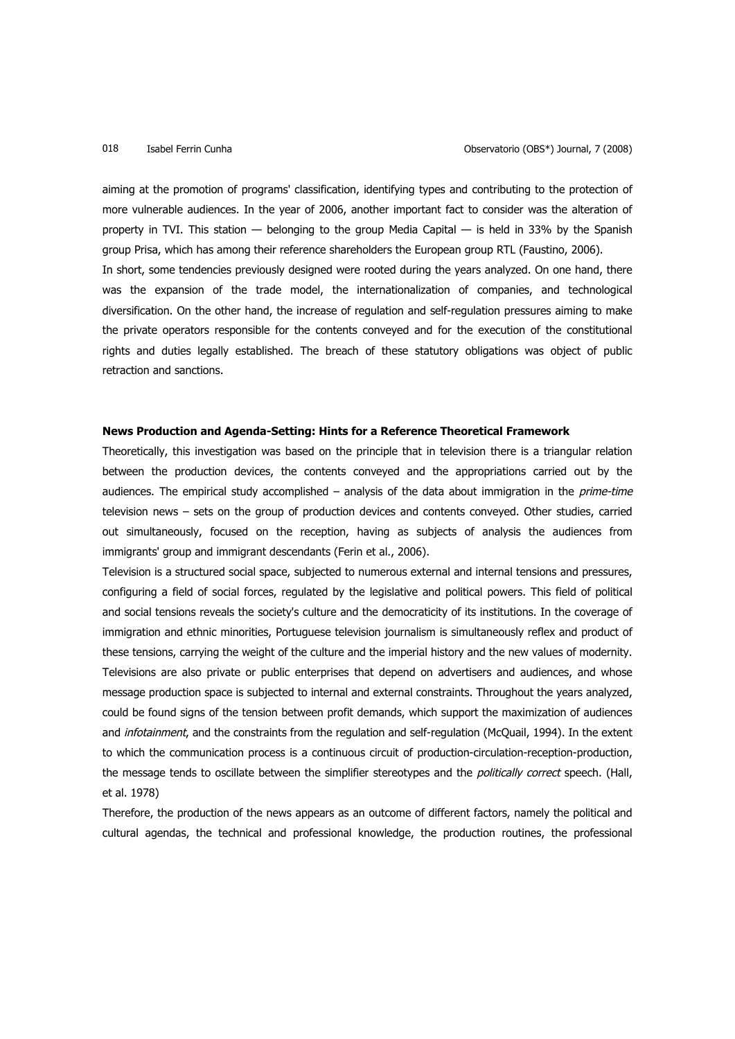aiming at the promotion of programs' classification, identifying types and contributing to the protection of more vulnerable audiences. In the year of 2006, another important fact to consider was the alteration of property in TVI. This station — belonging to the group Media Capital — is held in 33% by the Spanish group Prisa, which has among their reference shareholders the European group RTL (Faustino, 2006).

In short, some tendencies previously designed were rooted during the years analyzed. On one hand, there was the expansion of the trade model, the internationalization of companies, and technological diversification. On the other hand, the increase of regulation and self-regulation pressures aiming to make the private operators responsible for the contents conveyed and for the execution of the constitutional rights and duties legally established. The breach of these statutory obligations was object of public retraction and sanctions.

**News Production and Agenda-Setting: Hints for a Reference Theoretical Framework**

Theoretically, this investigation was based on the principle that in television there is a triangular relation between the production devices, the contents conveyed and the appropriations carried out by the audiences. The empirical study accomplished – analysis of the data about immigration in the *prime-time* television news – sets on the group of production devices and contents conveyed. Other studies, carried out simultaneously, focused on the reception, having as subjects of analysis the audiences from immigrants' group and immigrant descendants (Ferin et al., 2006).

Television is a structured social space, subjected to numerous external and internal tensions and pressures, configuring a field of social forces, regulated by the legislative and political powers. This field of political and social tensions reveals the society's culture and the democraticity of its institutions. In the coverage of immigration and ethnic minorities, Portuguese television journalism is simultaneously reflex and product of these tensions, carrying the weight of the culture and the imperial history and the new values of modernity. Televisions are also private or public enterprises that depend on advertisers and audiences, and whose message production space is subjected to internal and external constraints. Throughout the years analyzed, could be found signs of the tension between profit demands, which support the maximization of audiences and *infotainment*, and the constraints from the regulation and self-regulation (McQuail, 1994). In the extent to which the communication process is a continuous circuit of production-circulation-reception-production, the message tends to oscillate between the simplifier stereotypes and the *politically correct* speech. (Hall, et al. 1978)

Therefore, the production of the news appears as an outcome of different factors, namely the political and cultural agendas, the technical and professional knowledge, the production routines, the professional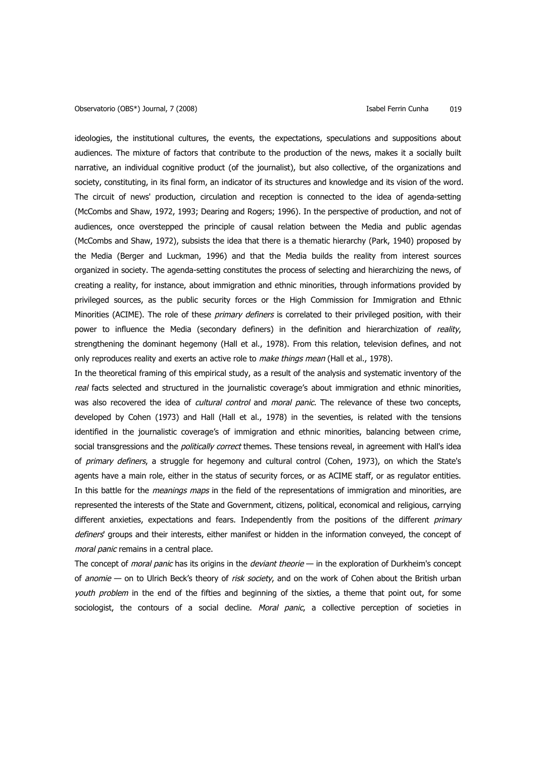ideologies, the institutional cultures, the events, the expectations, speculations and suppositions about audiences. The mixture of factors that contribute to the production of the news, makes it a socially built narrative, an individual cognitive product (of the journalist), but also collective, of the organizations and society, constituting, in its final form, an indicator of its structures and knowledge and its vision of the word. The circuit of news' production, circulation and reception is connected to the idea of agenda-setting (McCombs and Shaw, 1972, 1993; Dearing and Rogers; 1996). In the perspective of production, and not of audiences, once overstepped the principle of causal relation between the Media and public agendas (McCombs and Shaw, 1972), subsists the idea that there is a thematic hierarchy (Park, 1940) proposed by the Media (Berger and Luckman, 1996) and that the Media builds the reality from interest sources organized in society. The agenda-setting constitutes the process of selecting and hierarchizing the news, of creating a reality, for instance, about immigration and ethnic minorities, through informations provided by privileged sources, as the public security forces or the High Commission for Immigration and Ethnic Minorities (ACIME). The role of these *primary definers* is correlated to their privileged position, with their power to influence the Media (secondary definers) in the definition and hierarchization of *reality*, strengthening the dominant hegemony (Hall et al., 1978). From this relation, television defines, and not only reproduces reality and exerts an active role to *make things mean* (Hall et al., 1978).

In the theoretical framing of this empirical study, as a result of the analysis and systematic inventory of the *real* facts selected and structured in the journalistic coverage's about immigration and ethnic minorities, was also recovered the idea of *cultural control* and *moral panic*. The relevance of these two concepts, developed by Cohen (1973) and Hall (Hall et al., 1978) in the seventies, is related with the tensions identified in the journalistic coverage's of immigration and ethnic minorities, balancing between crime, social transgressions and the *politically correct* themes. These tensions reveal, in agreement with Hall's idea of *primary definers*, a struggle for hegemony and cultural control (Cohen, 1973), on which the State's agents have a main role, either in the status of security forces, or as ACIME staff, or as regulator entities. In this battle for the *meanings maps* in the field of the representations of immigration and minorities, are represented the interests of the State and Government, citizens, political, economical and religious, carrying different anxieties, expectations and fears. Independently from the positions of the different *primary definers*' groups and their interests, either manifest or hidden in the information conveyed, the concept of *moral panic* remains in a central place.

The concept of *moral panic* has its origins in the *deviant theorie* — in the exploration of Durkheim's concept of *anomie* — on to Ulrich Beck's theory of *risk society*, and on the work of Cohen about the British urban *youth problem* in the end of the fifties and beginning of the sixties, a theme that point out, for some sociologist, the contours of a social decline. *Moral panic*, a collective perception of societies in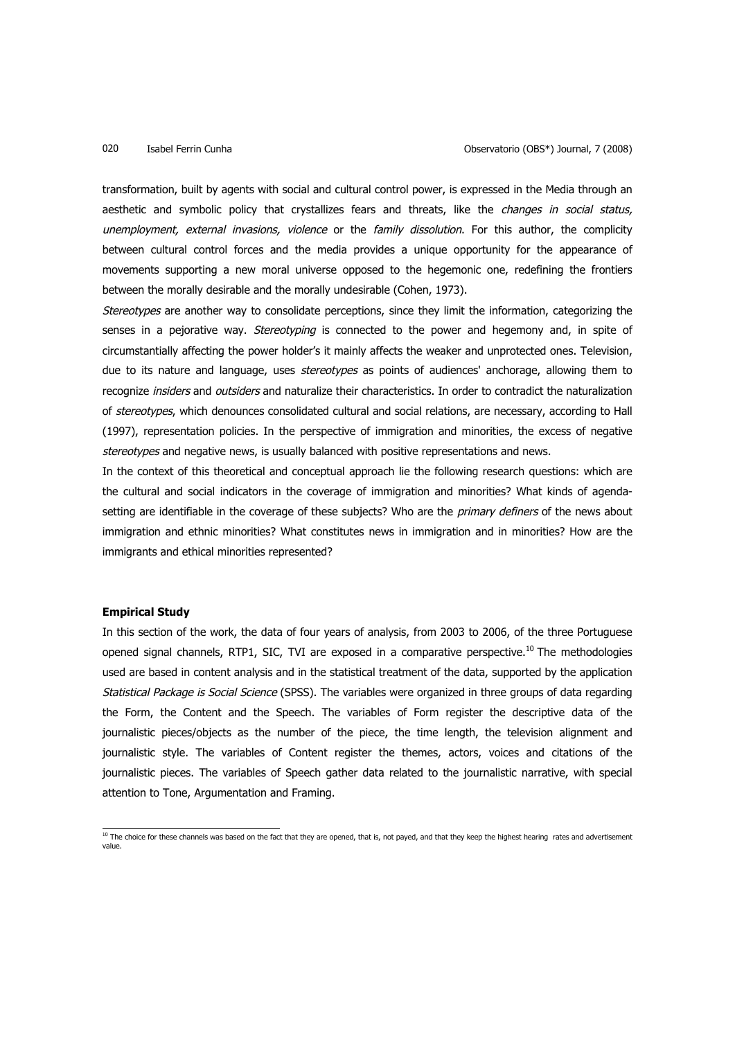transformation, built by agents with social and cultural control power, is expressed in the Media through an aesthetic and symbolic policy that crystallizes fears and threats, like the *changes in social status, unemployment, external invasions, violence* or the *family dissolution*. For this author, the complicity between cultural control forces and the media provides a unique opportunity for the appearance of movements supporting a new moral universe opposed to the hegemonic one, redefining the frontiers between the morally desirable and the morally undesirable (Cohen, 1973).

*Stereotypes* are another way to consolidate perceptions, since they limit the information, categorizing the senses in a pejorative way. *Stereotyping* is connected to the power and hegemony and, in spite of circumstantially affecting the power holder's it mainly affects the weaker and unprotected ones. Television, due to its nature and language, uses *stereotypes* as points of audiences' anchorage, allowing them to recognize *insiders* and *outsiders* and naturalize their characteristics. In order to contradict the naturalization of *stereotypes*, which denounces consolidated cultural and social relations, are necessary, according to Hall (1997), representation policies. In the perspective of immigration and minorities, the excess of negative *stereotypes* and negative news, is usually balanced with positive representations and news.

In the context of this theoretical and conceptual approach lie the following research questions: which are the cultural and social indicators in the coverage of immigration and minorities? What kinds of agenda-setting are identifiable in the coverage of these subjects? Who are the *primary definers* of the news about immigration and ethnic minorities? What constitutes news in immigration and in minorities? How are the immigrants and ethical minorities represented?

**Empirical Study**

In this section of the work, the data of four years of analysis, from 2003 to 2006, of the three Portuguese opened signal channels, RTP1, SIC, TVI are exposed in a comparative perspective.[10] The methodologies used are based in content analysis and in the statistical treatment of the data, supported by the application *Statistical Package is Social Science* (SPSS). The variables were organized in three groups of data regarding the Form, the Content and the Speech. The variables of Form register the descriptive data of the journalistic pieces/objects as the number of the piece, the time length, the television alignment and journalistic style. The variables of Content register the themes, actors, voices and citations of the journalistic pieces. The variables of Speech gather data related to the journalistic narrative, with special attention to Tone, Argumentation and Framing.

[10] The choice for these channels was based on the fact that they are opened, that is, not payed, and that they keep the highest hearing rates and advertisement value.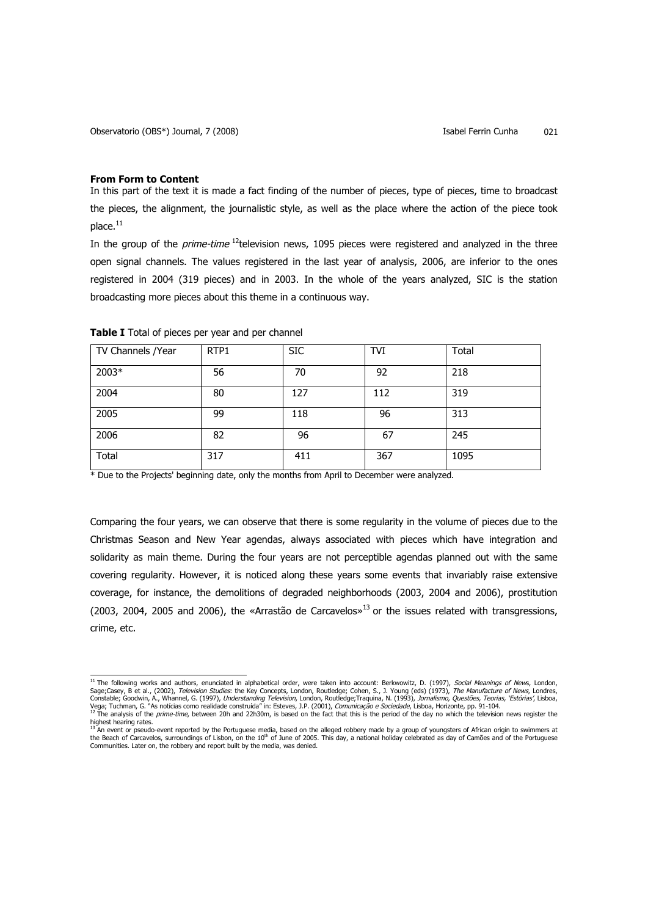**From Form to Content**

In this part of the text it is made a fact finding of the number of pieces, type of pieces, time to broadcast the pieces, the alignment, the journalistic style, as well as the place where the action of the piece took place.[11]

In the group of the *prime-time* [12]television news, 1095 pieces were registered and analyzed in the three open signal channels. The values registered in the last year of analysis, 2006, are inferior to the ones registered in 2004 (319 pieces) and in 2003. In the whole of the years analyzed, SIC is the station broadcasting more pieces about this theme in a continuous way.

**Table I** Total of pieces per year and per channel

| TV Channels /Year | RTP1 | SIC | TVI | Total |
|---|---|---|---|---|
| 2003* | 56 | 70 | 92 | 218 |
| 2004 | 80 | 127 | 112 | 319 |
| 2005 | 99 | 118 | 96 | 313 |
| 2006 | 82 | 96 | 67 | 245 |
| Total | 317 | 411 | 367 | 1095 |

\* Due to the Projects' beginning date, only the months from April to December were analyzed.

Comparing the four years, we can observe that there is some regularity in the volume of pieces due to the Christmas Season and New Year agendas, always associated with pieces which have integration and solidarity as main theme. During the four years are not perceptible agendas planned out with the same covering regularity. However, it is noticed along these years some events that invariably raise extensive coverage, for instance, the demolitions of degraded neighborhoods (2003, 2004 and 2006), prostitution (2003, 2004, 2005 and 2006), the «Arrastão de Carcavelos»[13] or the issues related with transgressions, crime, etc.

---

[11] The following works and authors, enunciated in alphabetical order, were taken into account: Berkwowitz, D. (1997), *Social Meanings of News*, London, Sage;Casey, B et al., (2002), *Television Studies*: the Key Concepts, London, Routledge; Cohen, S., J. Young (eds) (1973), *The Manufacture of News*, Londres, Constable; Goodwin, A., Whannel, G. (1997), *Understanding Television*, London, Routledge;Traquina, N. (1993), *Jornalismo, Questões, Teorias, 'Estórias'*, Lisboa, Vega; Tuchman, G. "As notícias como realidade construída" in: Esteves, J.P. (2001), *Comunicação e Sociedade*, Lisboa, Horizonte, pp. 91-104.

[12] The analysis of the *prime-time*, between 20h and 22h30m, is based on the fact that this is the period of the day no which the television news register the highest hearing rates.

[13] An event or pseudo-event reported by the Portuguese media, based on the alleged robbery made by a group of youngsters of African origin to swimmers at the Beach of Carcavelos, surroundings of Lisbon, on the 10th of June of 2005. This day, a national holiday celebrated as day of Camões and of the Portuguese Communities. Later on, the robbery and report built by the media, was denied.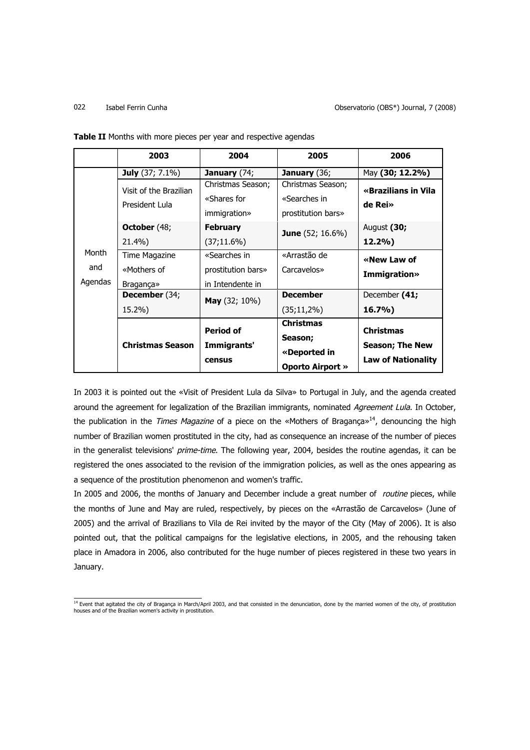**Table II** Months with more pieces per year and respective agendas

| | 2003 | 2004 | 2005 | 2006 |
|---|---|---|---|---|
| Month and Agendas | **July** (37; 7.1%) | **January** (74; | **January** (36; | May **(30; 12.2%)** |
| | Visit of the Brazilian President Lula | Christmas Season; «Shares for immigration» | Christmas Season; «Searches in prostitution bars» | **«Brazilians in Vila de Rei»** |
| | **October** (48; 21.4%) | **February** (37;11.6%) | **June** (52; 16.6%) | August **(30; 12.2%)** |
| | Time Magazine «Mothers of Bragança» | «Searches in prostitution bars» in Intendente in | «Arrastão de Carcavelos» | **«New Law of Immigration»** |
| | **December** (34; 15.2%) | **May** (32; 10%) | **December** (35;11,2%) | December **(41; 16.7%)** |
| | **Christmas Season** | **Period of Immigrants' census** | **Christmas Season; «Deported in Oporto Airport »** | **Christmas Season; The New Law of Nationality** |

In 2003 it is pointed out the «Visit of President Lula da Silva» to Portugal in July, and the agenda created around the agreement for legalization of the Brazilian immigrants, nominated *Agreement Lula*. In October, the publication in the *Times Magazine* of a piece on the «Mothers of Bragança»[14], denouncing the high number of Brazilian women prostituted in the city, had as consequence an increase of the number of pieces in the generalist televisions' *prime-time*. The following year, 2004, besides the routine agendas, it can be registered the ones associated to the revision of the immigration policies, as well as the ones appearing as a sequence of the prostitution phenomenon and women's traffic.

In 2005 and 2006, the months of January and December include a great number of *routine* pieces, while the months of June and May are ruled, respectively, by pieces on the «Arrastão de Carcavelos» (June of 2005) and the arrival of Brazilians to Vila de Rei invited by the mayor of the City (May of 2006). It is also pointed out, that the political campaigns for the legislative elections, in 2005, and the rehousing taken place in Amadora in 2006, also contributed for the huge number of pieces registered in these two years in January.

[14] Event that agitated the city of Bragança in March/April 2003, and that consisted in the denunciation, done by the married women of the city, of prostitution houses and of the Brazilian women's activity in prostitution.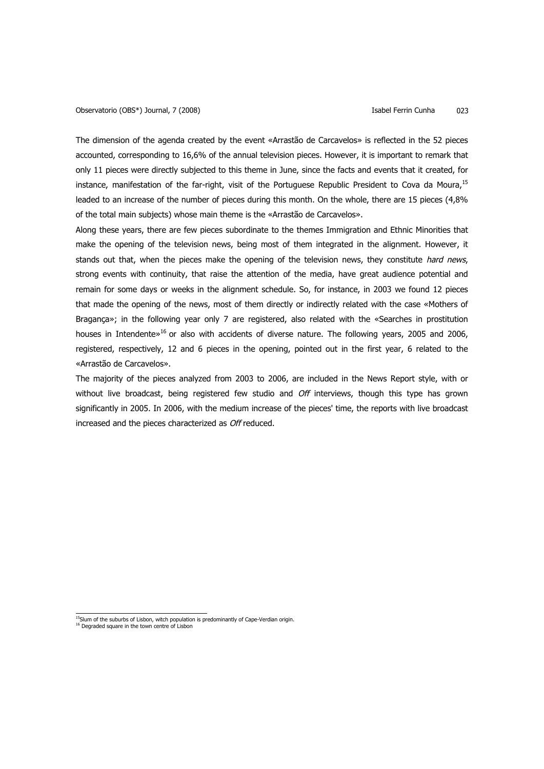The dimension of the agenda created by the event «Arrastão de Carcavelos» is reflected in the 52 pieces accounted, corresponding to 16,6% of the annual television pieces. However, it is important to remark that only 11 pieces were directly subjected to this theme in June, since the facts and events that it created, for instance, manifestation of the far-right, visit of the Portuguese Republic President to Cova da Moura,[15] leaded to an increase of the number of pieces during this month. On the whole, there are 15 pieces (4,8% of the total main subjects) whose main theme is the «Arrastão de Carcavelos».

Along these years, there are few pieces subordinate to the themes Immigration and Ethnic Minorities that make the opening of the television news, being most of them integrated in the alignment. However, it stands out that, when the pieces make the opening of the television news, they constitute *hard news*, strong events with continuity, that raise the attention of the media, have great audience potential and remain for some days or weeks in the alignment schedule. So, for instance, in 2003 we found 12 pieces that made the opening of the news, most of them directly or indirectly related with the case «Mothers of Bragança»; in the following year only 7 are registered, also related with the «Searches in prostitution houses in Intendente»[16] or also with accidents of diverse nature. The following years, 2005 and 2006, registered, respectively, 12 and 6 pieces in the opening, pointed out in the first year, 6 related to the «Arrastão de Carcavelos».

The majority of the pieces analyzed from 2003 to 2006, are included in the News Report style, with or without live broadcast, being registered few studio and *Off* interviews, though this type has grown significantly in 2005. In 2006, with the medium increase of the pieces' time, the reports with live broadcast increased and the pieces characterized as *Off* reduced.

[15] Slum of the suburbs of Lisbon, witch population is predominantly of Cape-Verdian origin.
[16] Degraded square in the town centre of Lisbon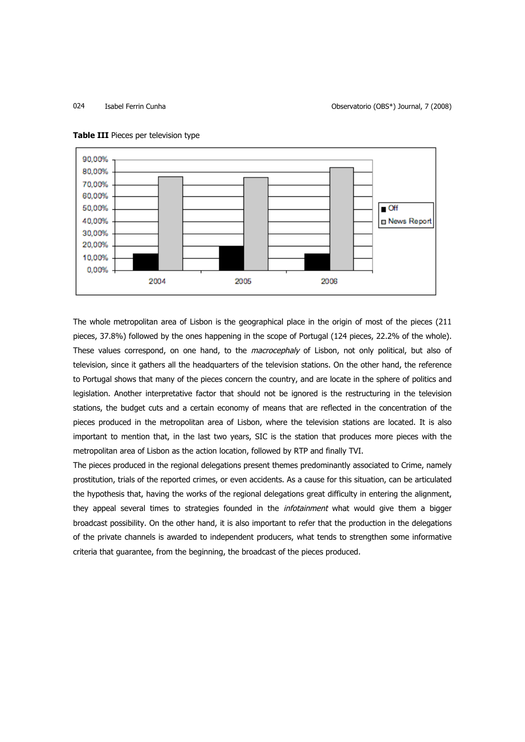**Table III** Pieces per television type

The whole metropolitan area of Lisbon is the geographical place in the origin of most of the pieces (211 pieces, 37.8%) followed by the ones happening in the scope of Portugal (124 pieces, 22.2% of the whole). These values correspond, on one hand, to the *macrocephaly* of Lisbon, not only political, but also of television, since it gathers all the headquarters of the television stations. On the other hand, the reference to Portugal shows that many of the pieces concern the country, and are locate in the sphere of politics and legislation. Another interpretative factor that should not be ignored is the restructuring in the television stations, the budget cuts and a certain economy of means that are reflected in the concentration of the pieces produced in the metropolitan area of Lisbon, where the television stations are located. It is also important to mention that, in the last two years, SIC is the station that produces more pieces with the metropolitan area of Lisbon as the action location, followed by RTP and finally TVI.

The pieces produced in the regional delegations present themes predominantly associated to Crime, namely prostitution, trials of the reported crimes, or even accidents. As a cause for this situation, can be articulated the hypothesis that, having the works of the regional delegations great difficulty in entering the alignment, they appeal several times to strategies founded in the *infotainment* what would give them a bigger broadcast possibility. On the other hand, it is also important to refer that the production in the delegations of the private channels is awarded to independent producers, what tends to strengthen some informative criteria that guarantee, from the beginning, the broadcast of the pieces produced.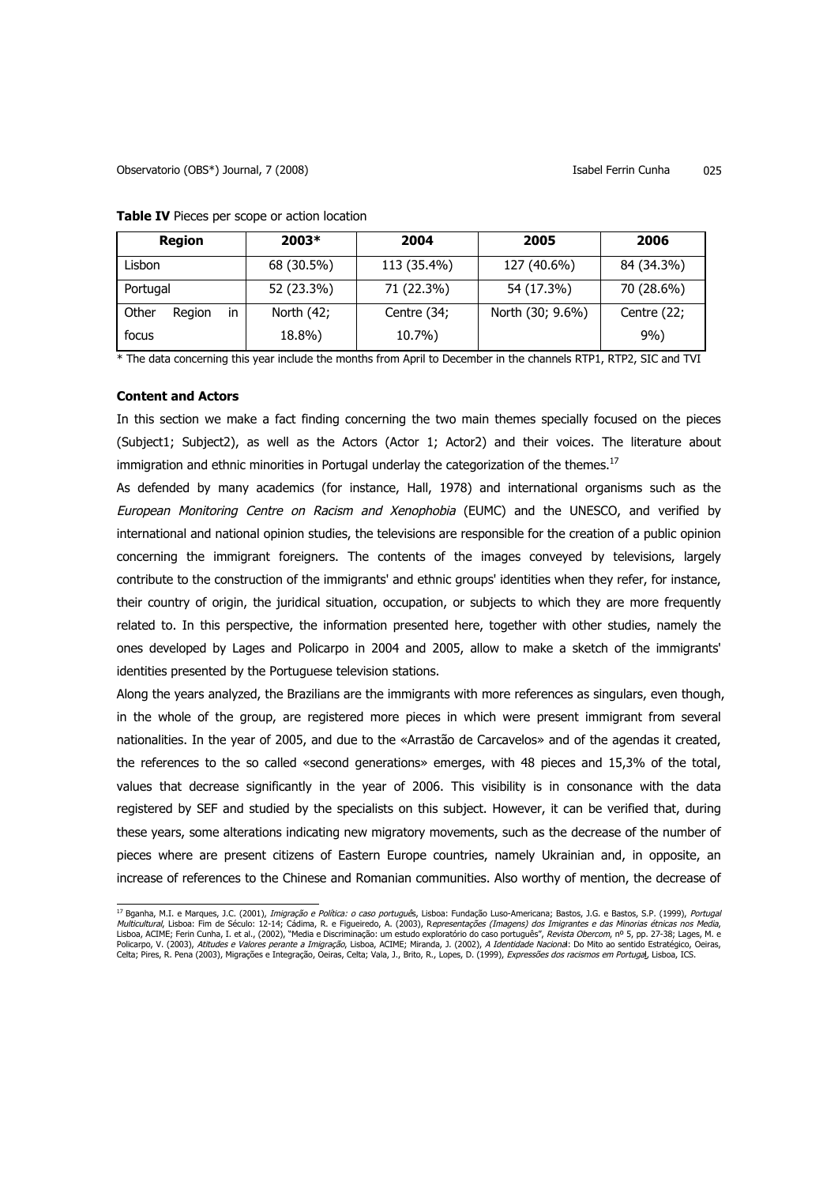**Table IV** Pieces per scope or action location

| Region | 2003* | 2004 | 2005 | 2006 |
|---|---|---|---|---|
| Lisbon | 68 (30.5%) | 113 (35.4%) | 127 (40.6%) | 84 (34.3%) |
| Portugal | 52 (23.3%) | 71 (22.3%) | 54 (17.3%) | 70 (28.6%) |
| Other Region in focus | North (42; 18.8%) | Centre (34; 10.7%) | North (30; 9.6%) | Centre (22; 9%) |

* The data concerning this year include the months from April to December in the channels RTP1, RTP2, SIC and TVI

**Content and Actors**

In this section we make a fact finding concerning the two main themes specially focused on the pieces (Subject1; Subject2), as well as the Actors (Actor 1; Actor2) and their voices. The literature about immigration and ethnic minorities in Portugal underlay the categorization of the themes.[17]

As defended by many academics (for instance, Hall, 1978) and international organisms such as the *European Monitoring Centre on Racism and Xenophobia* (EUMC) and the UNESCO, and verified by international and national opinion studies, the televisions are responsible for the creation of a public opinion concerning the immigrant foreigners. The contents of the images conveyed by televisions, largely contribute to the construction of the immigrants' and ethnic groups' identities when they refer, for instance, their country of origin, the juridical situation, occupation, or subjects to which they are more frequently related to. In this perspective, the information presented here, together with other studies, namely the ones developed by Lages and Policarpo in 2004 and 2005, allow to make a sketch of the immigrants' identities presented by the Portuguese television stations.

Along the years analyzed, the Brazilians are the immigrants with more references as singulars, even though, in the whole of the group, are registered more pieces in which were present immigrant from several nationalities. In the year of 2005, and due to the «Arrastão de Carcavelos» and of the agendas it created, the references to the so called «second generations» emerges, with 48 pieces and 15,3% of the total, values that decrease significantly in the year of 2006. This visibility is in consonance with the data registered by SEF and studied by the specialists on this subject. However, it can be verified that, during these years, some alterations indicating new migratory movements, such as the decrease of the number of pieces where are present citizens of Eastern Europe countries, namely Ukrainian and, in opposite, an increase of references to the Chinese and Romanian communities. Also worthy of mention, the decrease of

[17] Bganha, M.I. e Marques, J.C. (2001), *Imigração e Política: o caso português*, Lisboa: Fundação Luso-Americana; Bastos, J.G. e Bastos, S.P. (1999), *Portugal Multicultural*, Lisboa: Fim de Século: 12-14; Cádima, R. e Figueiredo, A. (2003), *Representações (Imagens) dos Imigrantes e das Minorias étnicas nos Media*, Lisboa, ACIME; Ferin Cunha, I. et al., (2002), "Media e Discriminação: um estudo exploratório do caso português", *Revista Obercom*, nº 5, pp. 27-38; Lages, M. e Policarpo, V. (2003), *Atitudes e Valores perante a Imigração*, Lisboa, ACIME; Miranda, J. (2002), *A Identidade Nacional*: Do Mito ao sentido Estratégico, Oeiras, Celta; Pires, R. Pena (2003), Migrações e Integração, Oeiras, Celta; Vala, J., Brito, R., Lopes, D. (1999), *Expressões dos racismos em Portugal*, Lisboa, ICS.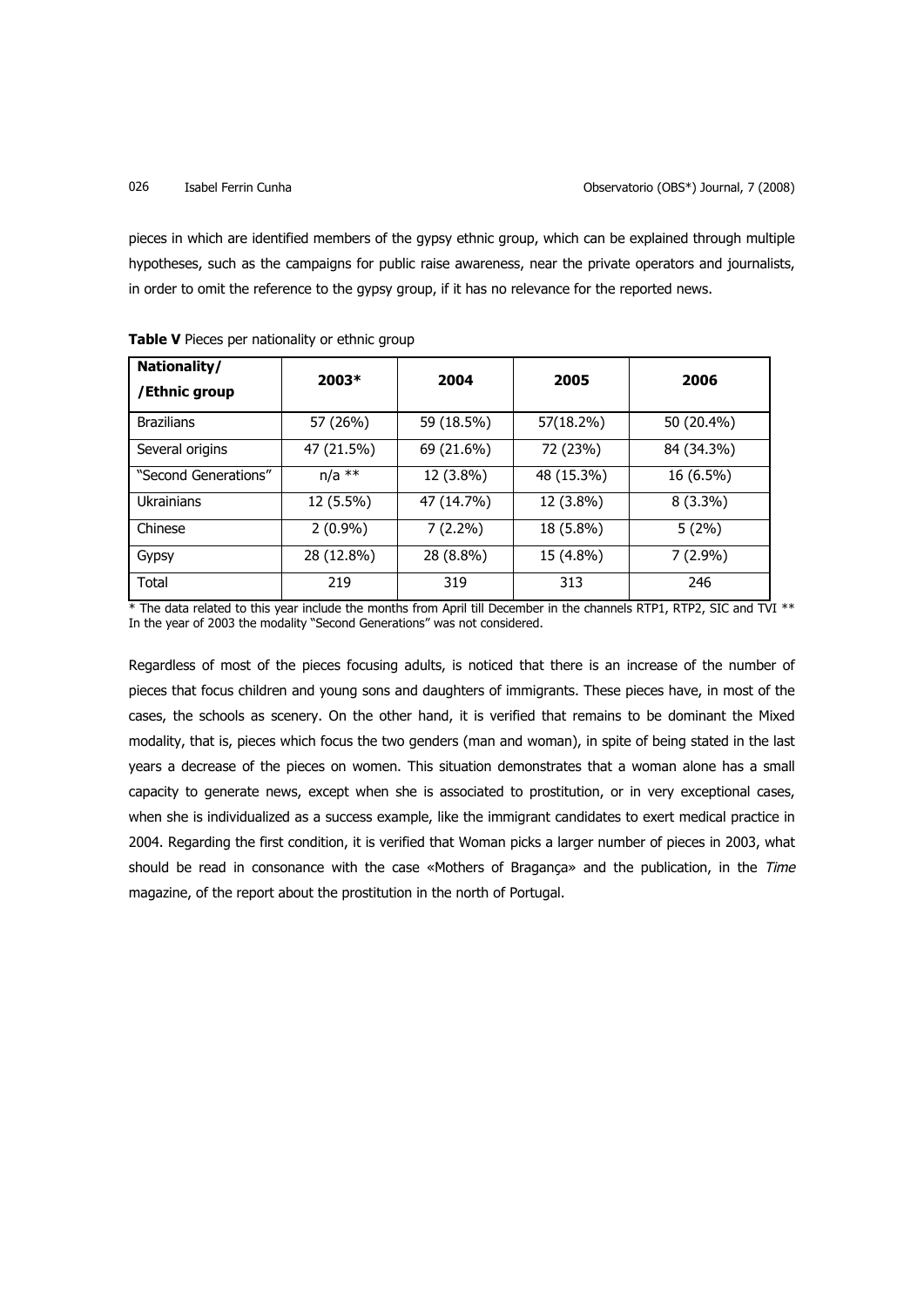pieces in which are identified members of the gypsy ethnic group, which can be explained through multiple hypotheses, such as the campaigns for public raise awareness, near the private operators and journalists, in order to omit the reference to the gypsy group, if it has no relevance for the reported news.

**Table V** Pieces per nationality or ethnic group

| Nationality/ /Ethnic group | 2003* | 2004 | 2005 | 2006 |
|---|---|---|---|---|
| Brazilians | 57 (26%) | 59 (18.5%) | 57(18.2%) | 50 (20.4%) |
| Several origins | 47 (21.5%) | 69 (21.6%) | 72 (23%) | 84 (34.3%) |
| "Second Generations" | n/a ** | 12 (3.8%) | 48 (15.3%) | 16 (6.5%) |
| Ukrainians | 12 (5.5%) | 47 (14.7%) | 12 (3.8%) | 8 (3.3%) |
| Chinese | 2 (0.9%) | 7 (2.2%) | 18 (5.8%) | 5 (2%) |
| Gypsy | 28 (12.8%) | 28 (8.8%) | 15 (4.8%) | 7 (2.9%) |
| Total | 219 | 319 | 313 | 246 |

* The data related to this year include the months from April till December in the channels RTP1, RTP2, SIC and TVI ** In the year of 2003 the modality "Second Generations" was not considered.

Regardless of most of the pieces focusing adults, is noticed that there is an increase of the number of pieces that focus children and young sons and daughters of immigrants. These pieces have, in most of the cases, the schools as scenery. On the other hand, it is verified that remains to be dominant the Mixed modality, that is, pieces which focus the two genders (man and woman), in spite of being stated in the last years a decrease of the pieces on women. This situation demonstrates that a woman alone has a small capacity to generate news, except when she is associated to prostitution, or in very exceptional cases, when she is individualized as a success example, like the immigrant candidates to exert medical practice in 2004. Regarding the first condition, it is verified that Woman picks a larger number of pieces in 2003, what should be read in consonance with the case «Mothers of Bragança» and the publication, in the *Time* magazine, of the report about the prostitution in the north of Portugal.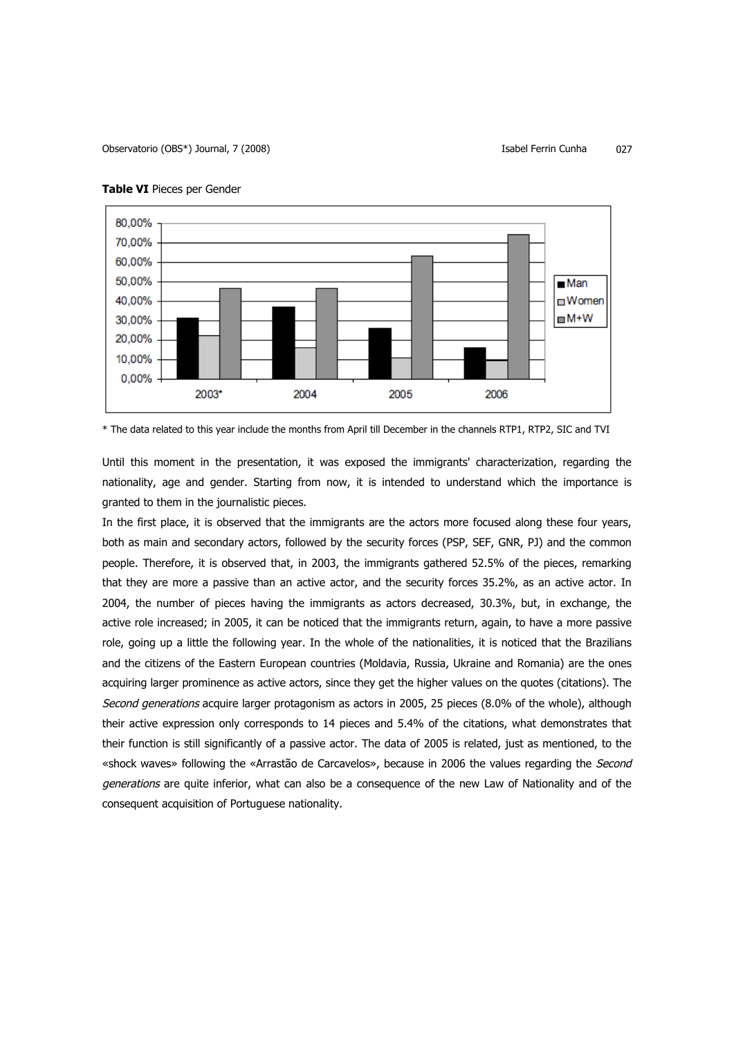**Table VI** Pieces per Gender

* The data related to this year include the months from April till December in the channels RTP1, RTP2, SIC and TVI

Until this moment in the presentation, it was exposed the immigrants' characterization, regarding the nationality, age and gender. Starting from now, it is intended to understand which the importance is granted to them in the journalistic pieces.

In the first place, it is observed that the immigrants are the actors more focused along these four years, both as main and secondary actors, followed by the security forces (PSP, SEF, GNR, PJ) and the common people. Therefore, it is observed that, in 2003, the immigrants gathered 52.5% of the pieces, remarking that they are more a passive than an active actor, and the security forces 35.2%, as an active actor. In 2004, the number of pieces having the immigrants as actors decreased, 30.3%, but, in exchange, the active role increased; in 2005, it can be noticed that the immigrants return, again, to have a more passive role, going up a little the following year. In the whole of the nationalities, it is noticed that the Brazilians and the citizens of the Eastern European countries (Moldavia, Russia, Ukraine and Romania) are the ones acquiring larger prominence as active actors, since they get the higher values on the quotes (citations). The *Second generations* acquire larger protagonism as actors in 2005, 25 pieces (8.0% of the whole), although their active expression only corresponds to 14 pieces and 5.4% of the citations, what demonstrates that their function is still significantly of a passive actor. The data of 2005 is related, just as mentioned, to the «shock waves» following the «Arrastão de Carcavelos», because in 2006 the values regarding the *Second generations* are quite inferior, what can also be a consequence of the new Law of Nationality and of the consequent acquisition of Portuguese nationality.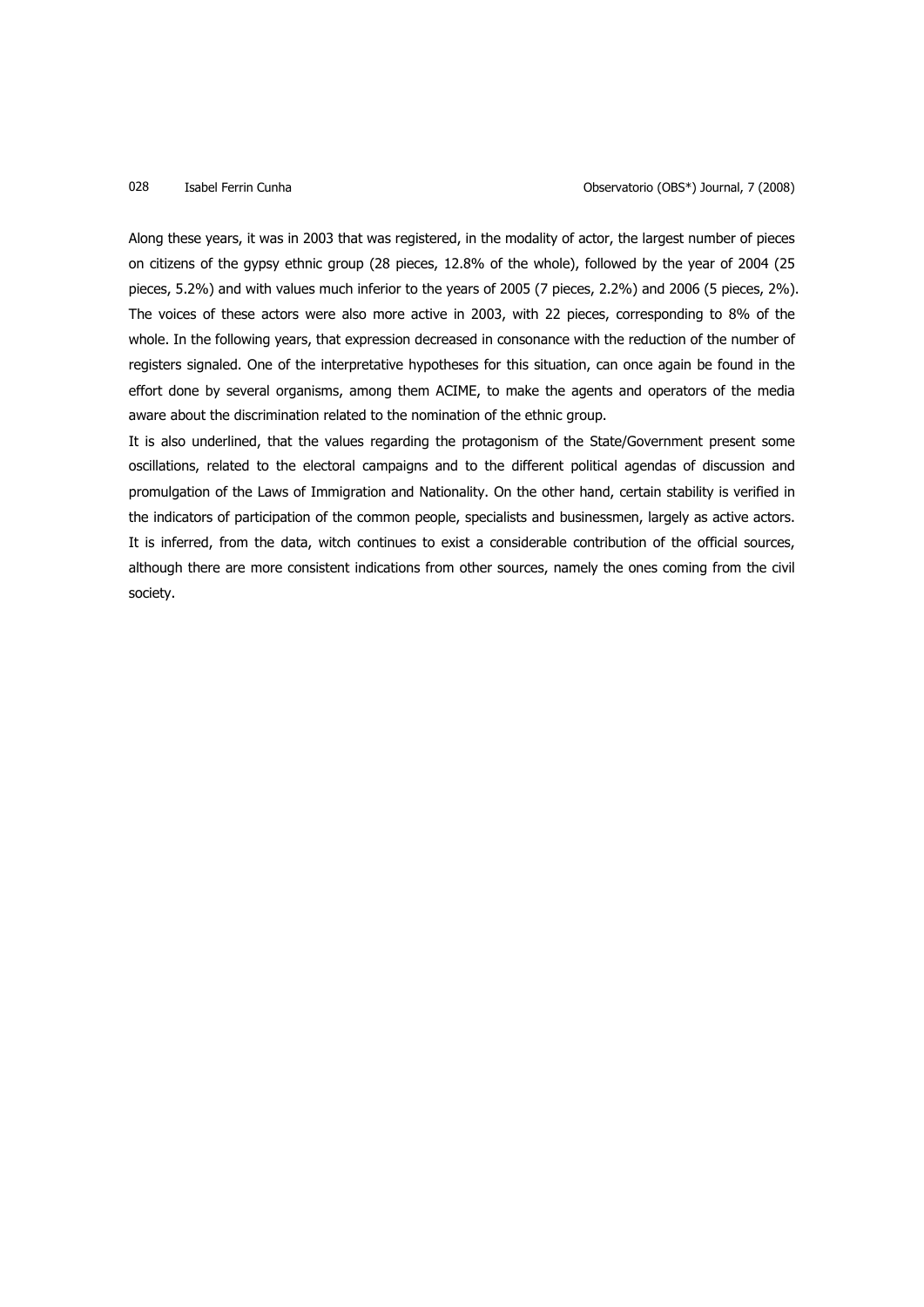Along these years, it was in 2003 that was registered, in the modality of actor, the largest number of pieces on citizens of the gypsy ethnic group (28 pieces, 12.8% of the whole), followed by the year of 2004 (25 pieces, 5.2%) and with values much inferior to the years of 2005 (7 pieces, 2.2%) and 2006 (5 pieces, 2%). The voices of these actors were also more active in 2003, with 22 pieces, corresponding to 8% of the whole. In the following years, that expression decreased in consonance with the reduction of the number of registers signaled. One of the interpretative hypotheses for this situation, can once again be found in the effort done by several organisms, among them ACIME, to make the agents and operators of the media aware about the discrimination related to the nomination of the ethnic group.

It is also underlined, that the values regarding the protagonism of the State/Government present some oscillations, related to the electoral campaigns and to the different political agendas of discussion and promulgation of the Laws of Immigration and Nationality. On the other hand, certain stability is verified in the indicators of participation of the common people, specialists and businessmen, largely as active actors. It is inferred, from the data, witch continues to exist a considerable contribution of the official sources, although there are more consistent indications from other sources, namely the ones coming from the civil society.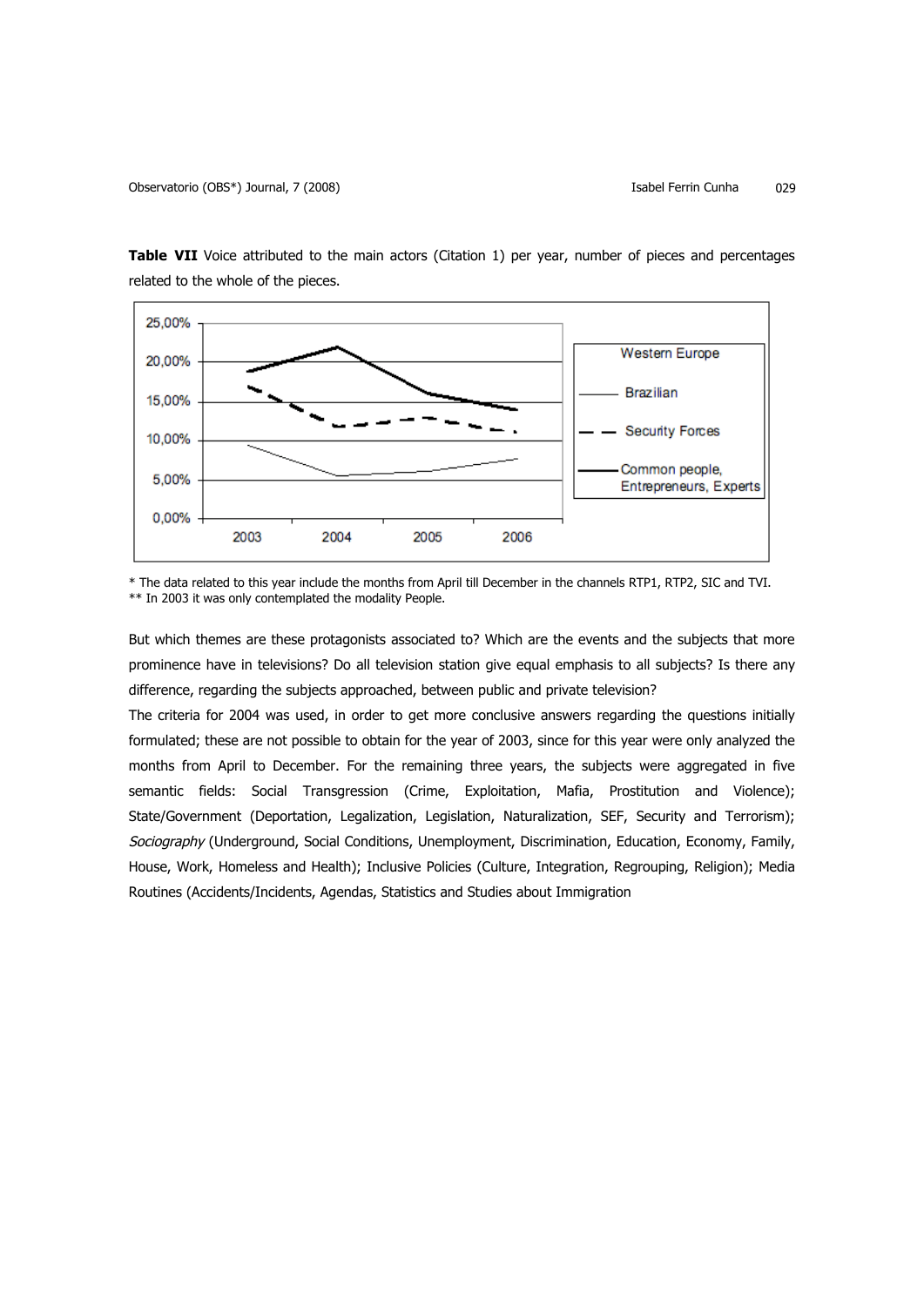**Table VII** Voice attributed to the main actors (Citation 1) per year, number of pieces and percentages related to the whole of the pieces.

\* The data related to this year include the months from April till December in the channels RTP1, RTP2, SIC and TVI.
\*\* In 2003 it was only contemplated the modality People.

But which themes are these protagonists associated to? Which are the events and the subjects that more prominence have in televisions? Do all television station give equal emphasis to all subjects? Is there any difference, regarding the subjects approached, between public and private television?

The criteria for 2004 was used, in order to get more conclusive answers regarding the questions initially formulated; these are not possible to obtain for the year of 2003, since for this year were only analyzed the months from April to December. For the remaining three years, the subjects were aggregated in five semantic fields: Social Transgression (Crime, Exploitation, Mafia, Prostitution and Violence); State/Government (Deportation, Legalization, Legislation, Naturalization, SEF, Security and Terrorism); *Sociography* (Underground, Social Conditions, Unemployment, Discrimination, Education, Economy, Family, House, Work, Homeless and Health); Inclusive Policies (Culture, Integration, Regrouping, Religion); Media Routines (Accidents/Incidents, Agendas, Statistics and Studies about Immigration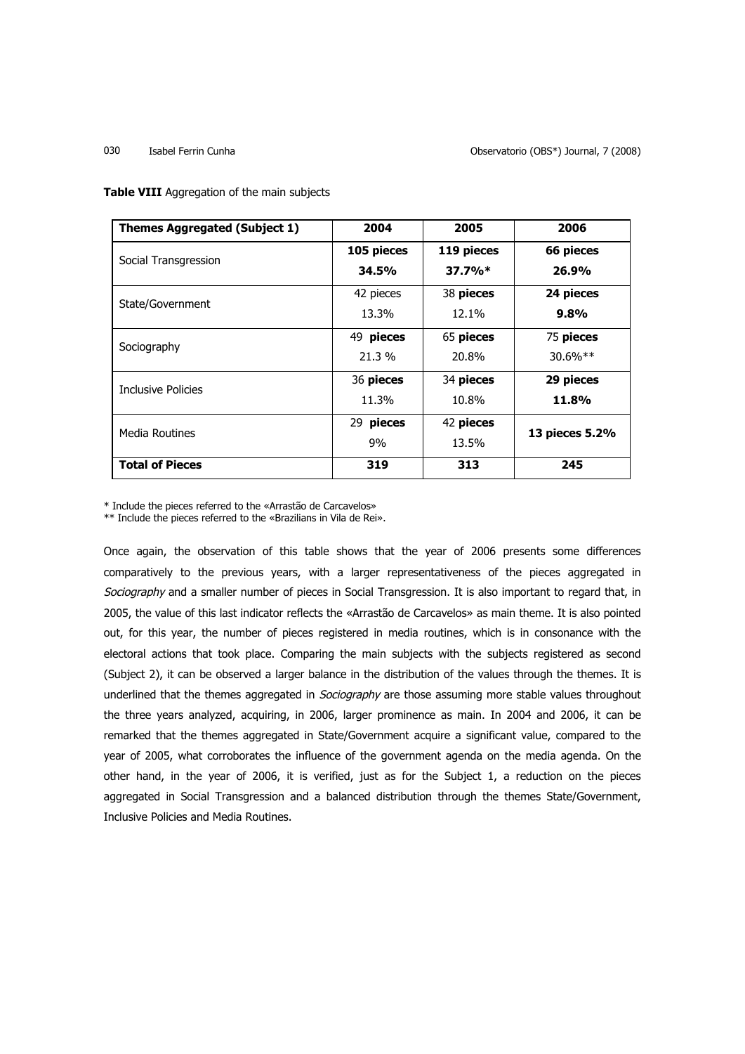**Table VIII** Aggregation of the main subjects

| Themes Aggregated (Subject 1) | 2004 | 2005 | 2006 |
|---|---|---|---|
| Social Transgression | **105 pieces** **34.5%** | **119 pieces** **37.7%*** | **66 pieces** **26.9%** |
| State/Government | 42 pieces 13.3% | 38 **pieces** 12.1% | **24 pieces** **9.8%** |
| Sociography | 49 **pieces** 21.3 % | 65 **pieces** 20.8% | 75 **pieces** 30.6%** |
| Inclusive Policies | 36 **pieces** 11.3% | 34 **pieces** 10.8% | **29 pieces** **11.8%** |
| Media Routines | 29 **pieces** 9% | 42 **pieces** 13.5% | **13 pieces 5.2%** |
| **Total of Pieces** | **319** | **313** | **245** |

* Include the pieces referred to the «Arrastão de Carcavelos»
** Include the pieces referred to the «Brazilians in Vila de Rei».

Once again, the observation of this table shows that the year of 2006 presents some differences comparatively to the previous years, with a larger representativeness of the pieces aggregated in *Sociography* and a smaller number of pieces in Social Transgression. It is also important to regard that, in 2005, the value of this last indicator reflects the «Arrastão de Carcavelos» as main theme. It is also pointed out, for this year, the number of pieces registered in media routines, which is in consonance with the electoral actions that took place. Comparing the main subjects with the subjects registered as second (Subject 2), it can be observed a larger balance in the distribution of the values through the themes. It is underlined that the themes aggregated in *Sociography* are those assuming more stable values throughout the three years analyzed, acquiring, in 2006, larger prominence as main. In 2004 and 2006, it can be remarked that the themes aggregated in State/Government acquire a significant value, compared to the year of 2005, what corroborates the influence of the government agenda on the media agenda. On the other hand, in the year of 2006, it is verified, just as for the Subject 1, a reduction on the pieces aggregated in Social Transgression and a balanced distribution through the themes State/Government, Inclusive Policies and Media Routines.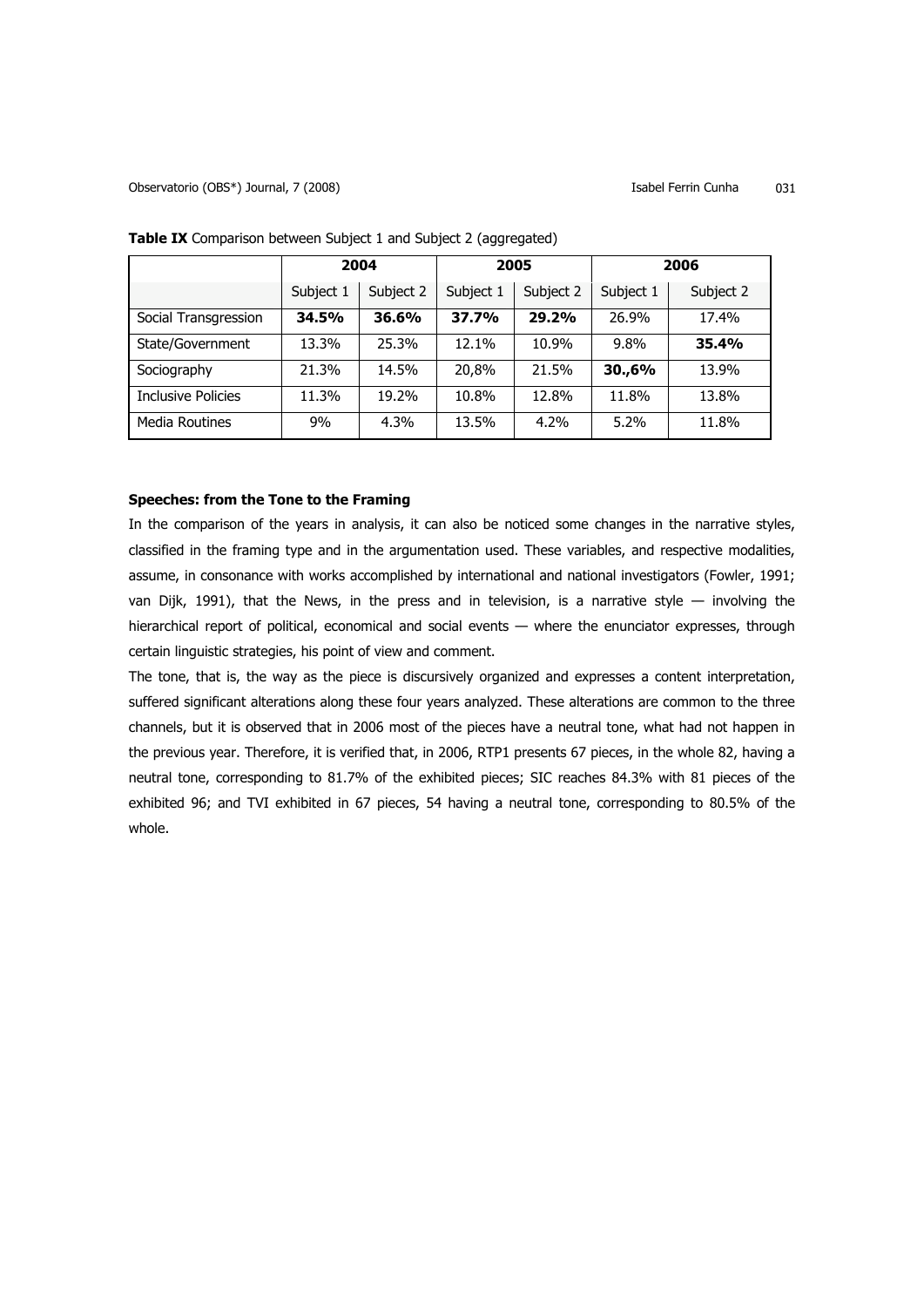**Table IX** Comparison between Subject 1 and Subject 2 (aggregated)

| | 2004 | | 2005 | | 2006 | |
|---|---|---|---|---|---|---|
| | Subject 1 | Subject 2 | Subject 1 | Subject 2 | Subject 1 | Subject 2 |
| Social Transgression | **34.5%** | **36.6%** | **37.7%** | **29.2%** | 26.9% | 17.4% |
| State/Government | 13.3% | 25.3% | 12.1% | 10.9% | 9.8% | **35.4%** |
| Sociography | 21.3% | 14.5% | 20,8% | 21.5% | **30.,6%** | 13.9% |
| Inclusive Policies | 11.3% | 19.2% | 10.8% | 12.8% | 11.8% | 13.8% |
| Media Routines | 9% | 4.3% | 13.5% | 4.2% | 5.2% | 11.8% |

**Speeches: from the Tone to the Framing**

In the comparison of the years in analysis, it can also be noticed some changes in the narrative styles, classified in the framing type and in the argumentation used. These variables, and respective modalities, assume, in consonance with works accomplished by international and national investigators (Fowler, 1991; van Dijk, 1991), that the News, in the press and in television, is a narrative style — involving the hierarchical report of political, economical and social events — where the enunciator expresses, through certain linguistic strategies, his point of view and comment.

The tone, that is, the way as the piece is discursively organized and expresses a content interpretation, suffered significant alterations along these four years analyzed. These alterations are common to the three channels, but it is observed that in 2006 most of the pieces have a neutral tone, what had not happen in the previous year. Therefore, it is verified that, in 2006, RTP1 presents 67 pieces, in the whole 82, having a neutral tone, corresponding to 81.7% of the exhibited pieces; SIC reaches 84.3% with 81 pieces of the exhibited 96; and TVI exhibited in 67 pieces, 54 having a neutral tone, corresponding to 80.5% of the whole.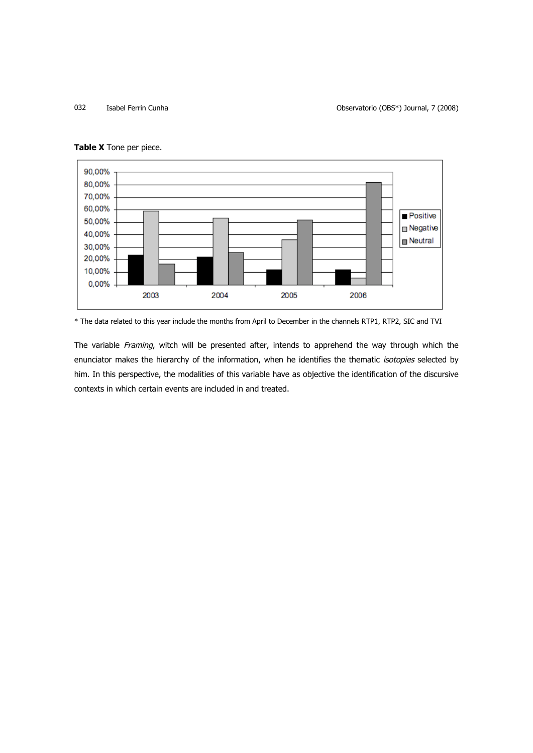**Table X** Tone per piece.

\* The data related to this year include the months from April to December in the channels RTP1, RTP2, SIC and TVI

The variable *Framing*, witch will be presented after, intends to apprehend the way through which the enunciator makes the hierarchy of the information, when he identifies the thematic *isotopies* selected by him. In this perspective, the modalities of this variable have as objective the identification of the discursive contexts in which certain events are included in and treated.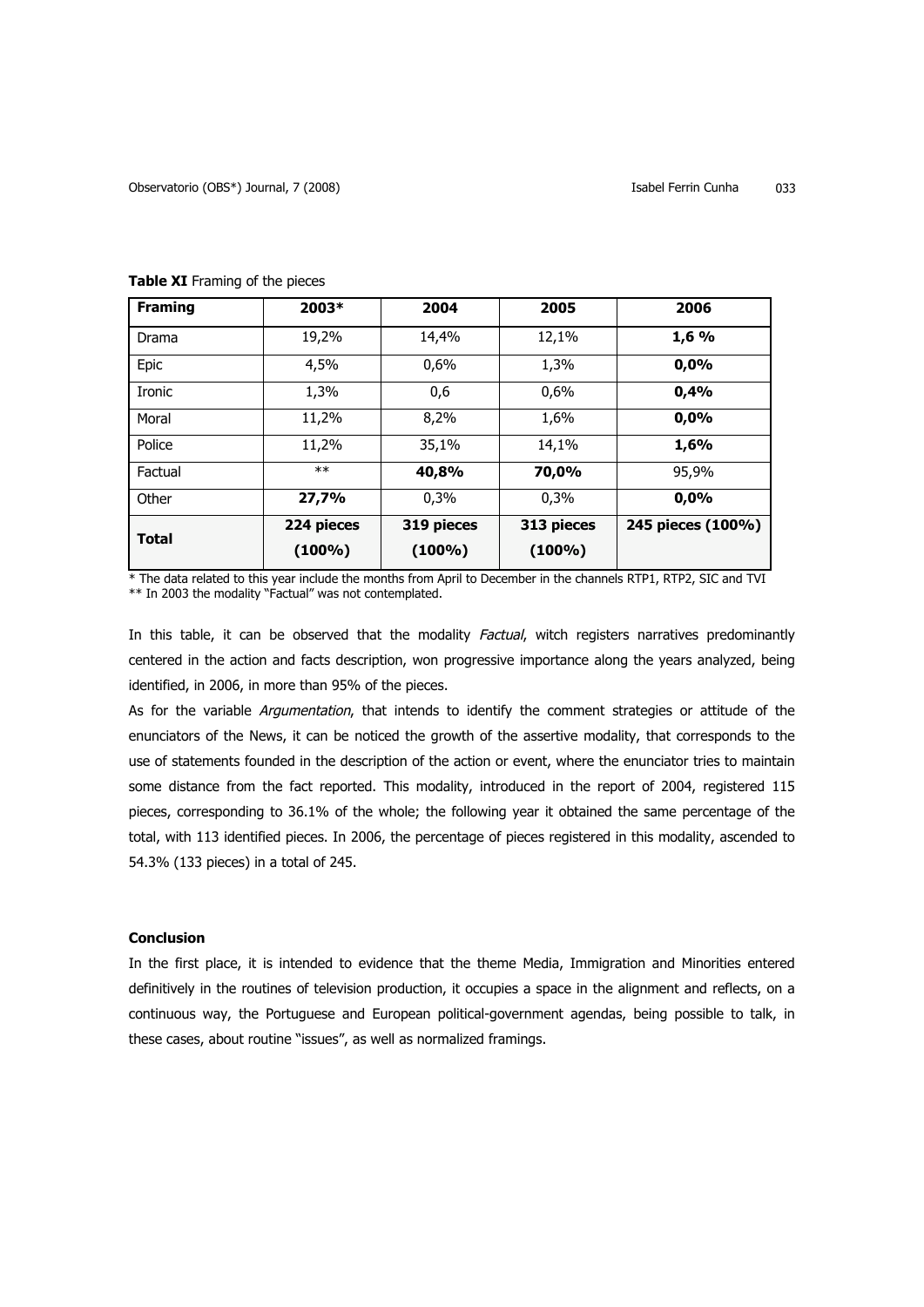**Table XI** Framing of the pieces

| Framing | 2003* | 2004 | 2005 | 2006 |
|---|---|---|---|---|
| Drama | 19,2% | 14,4% | 12,1% | **1,6 %** |
| Epic | 4,5% | 0,6% | 1,3% | **0,0%** |
| Ironic | 1,3% | 0,6 | 0,6% | **0,4%** |
| Moral | 11,2% | 8,2% | 1,6% | **0,0%** |
| Police | 11,2% | 35,1% | 14,1% | **1,6%** |
| Factual | ** | **40,8%** | **70,0%** | 95,9% |
| Other | **27,7%** | 0,3% | 0,3% | **0,0%** |
| **Total** | **224 pieces (100%)** | **319 pieces (100%)** | **313 pieces (100%)** | **245 pieces (100%)** |

* The data related to this year include the months from April to December in the channels RTP1, RTP2, SIC and TVI
** In 2003 the modality "Factual" was not contemplated.

In this table, it can be observed that the modality *Factual*, witch registers narratives predominantly centered in the action and facts description, won progressive importance along the years analyzed, being identified, in 2006, in more than 95% of the pieces.

As for the variable *Argumentation*, that intends to identify the comment strategies or attitude of the enunciators of the News, it can be noticed the growth of the assertive modality, that corresponds to the use of statements founded in the description of the action or event, where the enunciator tries to maintain some distance from the fact reported. This modality, introduced in the report of 2004, registered 115 pieces, corresponding to 36.1% of the whole; the following year it obtained the same percentage of the total, with 113 identified pieces. In 2006, the percentage of pieces registered in this modality, ascended to 54.3% (133 pieces) in a total of 245.

**Conclusion**

In the first place, it is intended to evidence that the theme Media, Immigration and Minorities entered definitively in the routines of television production, it occupies a space in the alignment and reflects, on a continuous way, the Portuguese and European political-government agendas, being possible to talk, in these cases, about routine "issues", as well as normalized framings.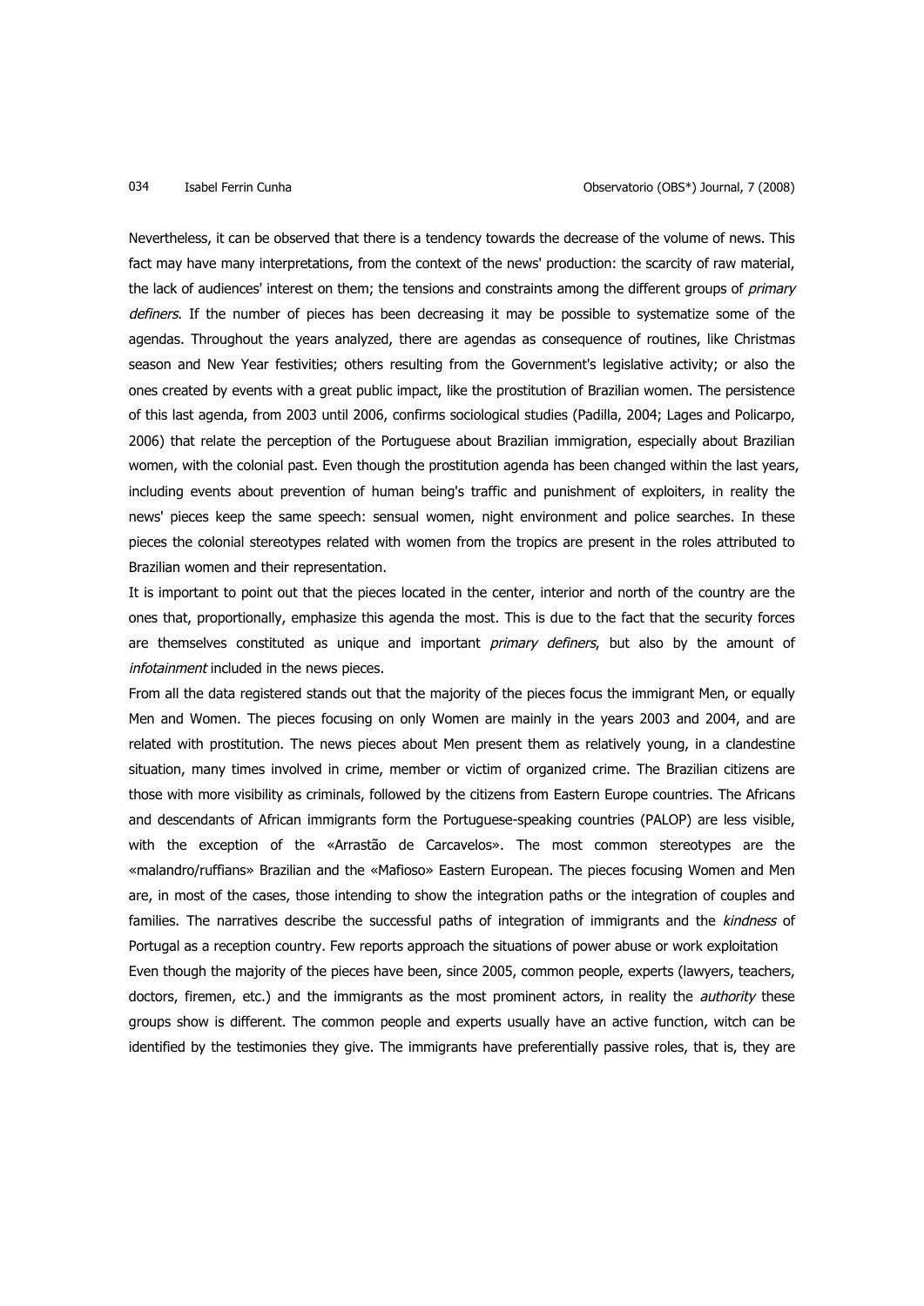Nevertheless, it can be observed that there is a tendency towards the decrease of the volume of news. This fact may have many interpretations, from the context of the news' production: the scarcity of raw material, the lack of audiences' interest on them; the tensions and constraints among the different groups of *primary definers*. If the number of pieces has been decreasing it may be possible to systematize some of the agendas. Throughout the years analyzed, there are agendas as consequence of routines, like Christmas season and New Year festivities; others resulting from the Government's legislative activity; or also the ones created by events with a great public impact, like the prostitution of Brazilian women. The persistence of this last agenda, from 2003 until 2006, confirms sociological studies (Padilla, 2004; Lages and Policarpo, 2006) that relate the perception of the Portuguese about Brazilian immigration, especially about Brazilian women, with the colonial past. Even though the prostitution agenda has been changed within the last years, including events about prevention of human being's traffic and punishment of exploiters, in reality the news' pieces keep the same speech: sensual women, night environment and police searches. In these pieces the colonial stereotypes related with women from the tropics are present in the roles attributed to Brazilian women and their representation.

It is important to point out that the pieces located in the center, interior and north of the country are the ones that, proportionally, emphasize this agenda the most. This is due to the fact that the security forces are themselves constituted as unique and important *primary definers*, but also by the amount of *infotainment* included in the news pieces.

From all the data registered stands out that the majority of the pieces focus the immigrant Men, or equally Men and Women. The pieces focusing on only Women are mainly in the years 2003 and 2004, and are related with prostitution. The news pieces about Men present them as relatively young, in a clandestine situation, many times involved in crime, member or victim of organized crime. The Brazilian citizens are those with more visibility as criminals, followed by the citizens from Eastern Europe countries. The Africans and descendants of African immigrants form the Portuguese-speaking countries (PALOP) are less visible, with the exception of the «Arrastão de Carcavelos». The most common stereotypes are the «malandro/ruffians» Brazilian and the «Mafioso» Eastern European. The pieces focusing Women and Men are, in most of the cases, those intending to show the integration paths or the integration of couples and families. The narratives describe the successful paths of integration of immigrants and the *kindness* of Portugal as a reception country. Few reports approach the situations of power abuse or work exploitation

Even though the majority of the pieces have been, since 2005, common people, experts (lawyers, teachers, doctors, firemen, etc.) and the immigrants as the most prominent actors, in reality the *authority* these groups show is different. The common people and experts usually have an active function, witch can be identified by the testimonies they give. The immigrants have preferentially passive roles, that is, they are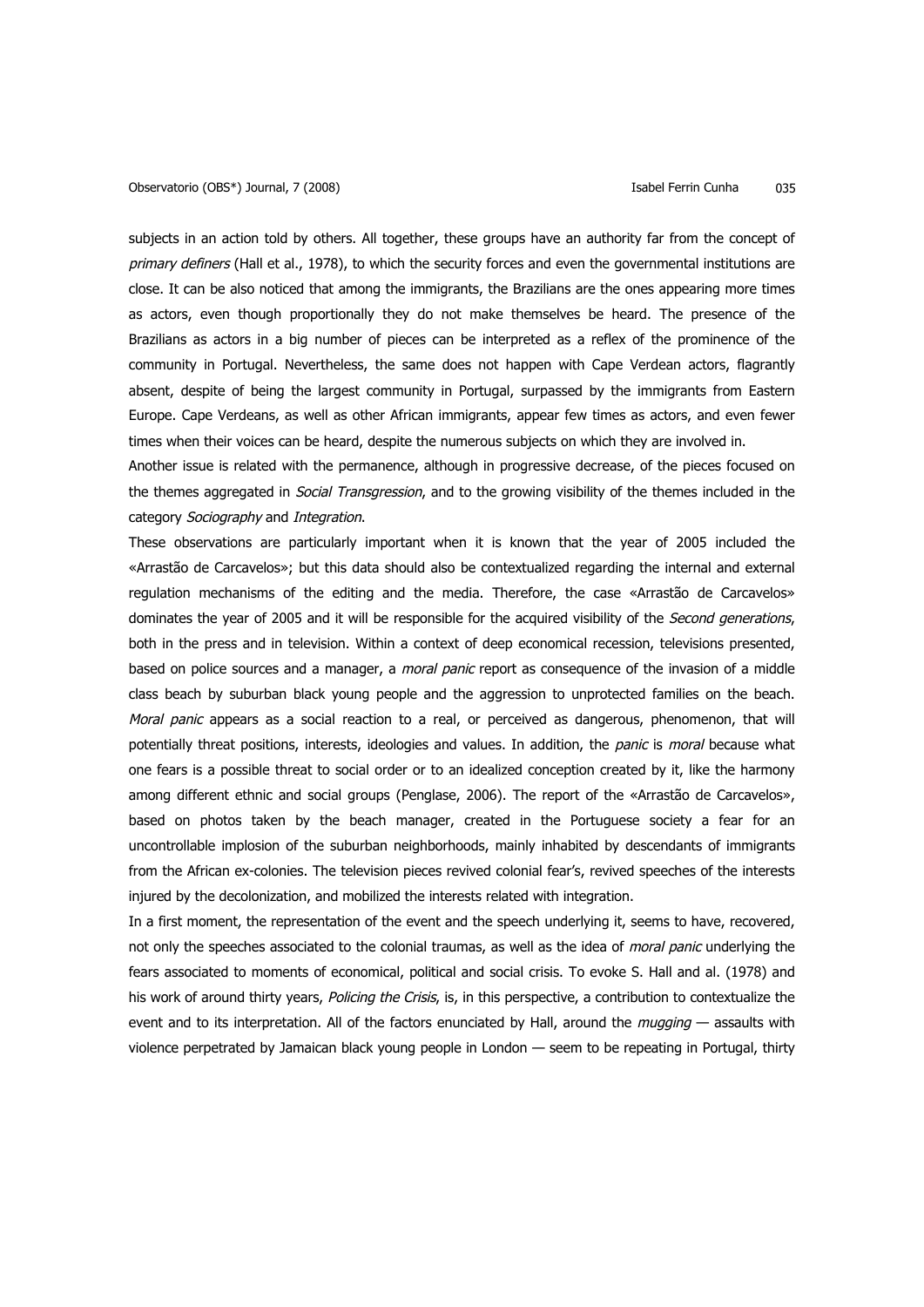subjects in an action told by others. All together, these groups have an authority far from the concept of *primary definers* (Hall et al., 1978), to which the security forces and even the governmental institutions are close. It can be also noticed that among the immigrants, the Brazilians are the ones appearing more times as actors, even though proportionally they do not make themselves be heard. The presence of the Brazilians as actors in a big number of pieces can be interpreted as a reflex of the prominence of the community in Portugal. Nevertheless, the same does not happen with Cape Verdean actors, flagrantly absent, despite of being the largest community in Portugal, surpassed by the immigrants from Eastern Europe. Cape Verdeans, as well as other African immigrants, appear few times as actors, and even fewer times when their voices can be heard, despite the numerous subjects on which they are involved in.

Another issue is related with the permanence, although in progressive decrease, of the pieces focused on the themes aggregated in *Social Transgression*, and to the growing visibility of the themes included in the category *Sociography* and *Integration*.

These observations are particularly important when it is known that the year of 2005 included the «Arrastão de Carcavelos»; but this data should also be contextualized regarding the internal and external regulation mechanisms of the editing and the media. Therefore, the case «Arrastão de Carcavelos» dominates the year of 2005 and it will be responsible for the acquired visibility of the *Second generations*, both in the press and in television. Within a context of deep economical recession, televisions presented, based on police sources and a manager, a *moral panic* report as consequence of the invasion of a middle class beach by suburban black young people and the aggression to unprotected families on the beach. *Moral panic* appears as a social reaction to a real, or perceived as dangerous, phenomenon, that will potentially threat positions, interests, ideologies and values. In addition, the *panic* is *moral* because what one fears is a possible threat to social order or to an idealized conception created by it, like the harmony among different ethnic and social groups (Penglase, 2006). The report of the «Arrastão de Carcavelos», based on photos taken by the beach manager, created in the Portuguese society a fear for an uncontrollable implosion of the suburban neighborhoods, mainly inhabited by descendants of immigrants from the African ex-colonies. The television pieces revived colonial fear's, revived speeches of the interests injured by the decolonization, and mobilized the interests related with integration.

In a first moment, the representation of the event and the speech underlying it, seems to have, recovered, not only the speeches associated to the colonial traumas, as well as the idea of *moral panic* underlying the fears associated to moments of economical, political and social crisis. To evoke S. Hall and al. (1978) and his work of around thirty years, *Policing the Crisis*, is, in this perspective, a contribution to contextualize the event and to its interpretation. All of the factors enunciated by Hall, around the *mugging* — assaults with violence perpetrated by Jamaican black young people in London — seem to be repeating in Portugal, thirty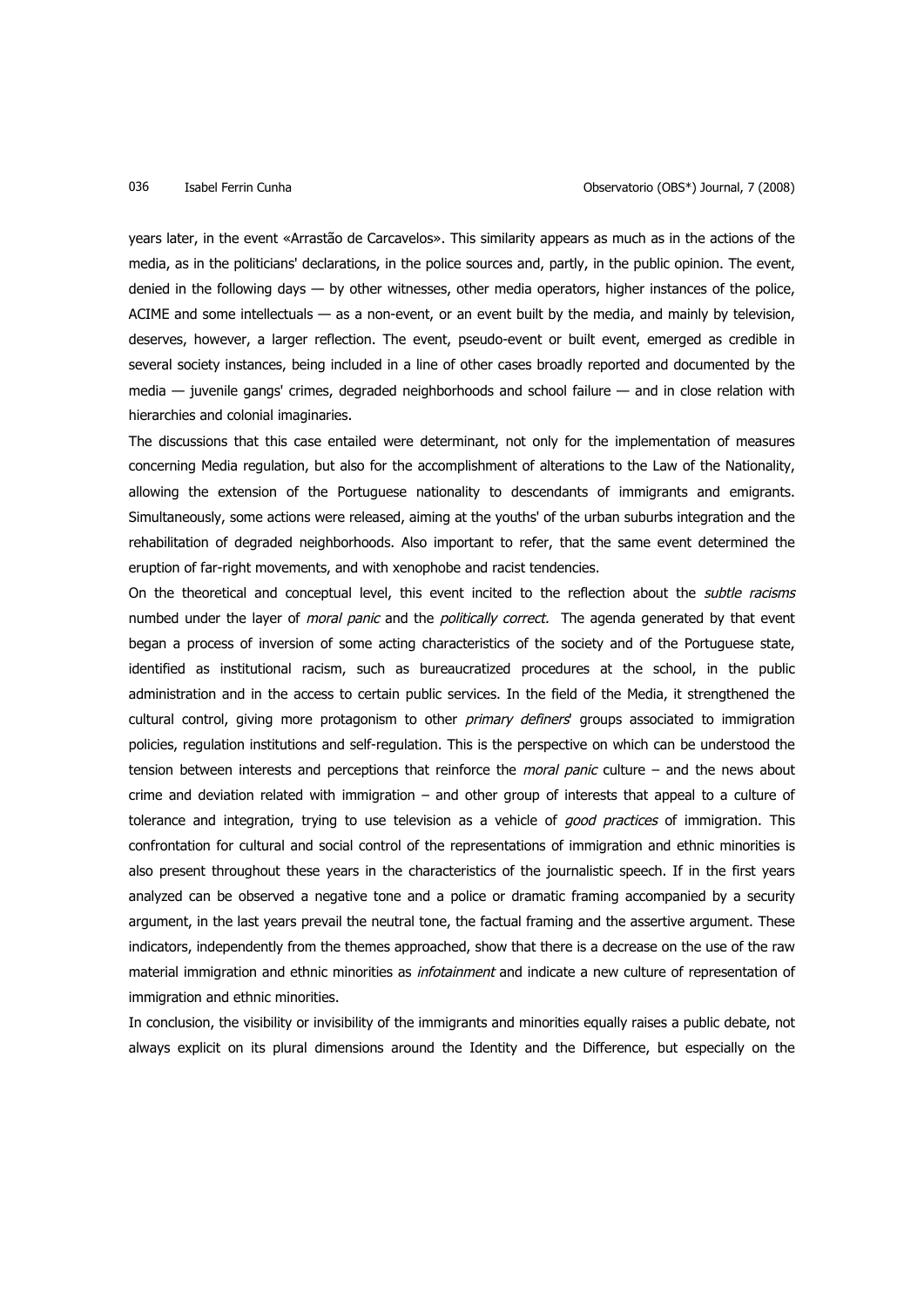years later, in the event «Arrastão de Carcavelos». This similarity appears as much as in the actions of the media, as in the politicians' declarations, in the police sources and, partly, in the public opinion. The event, denied in the following days — by other witnesses, other media operators, higher instances of the police, ACIME and some intellectuals — as a non-event, or an event built by the media, and mainly by television, deserves, however, a larger reflection. The event, pseudo-event or built event, emerged as credible in several society instances, being included in a line of other cases broadly reported and documented by the media — juvenile gangs' crimes, degraded neighborhoods and school failure — and in close relation with hierarchies and colonial imaginaries.

The discussions that this case entailed were determinant, not only for the implementation of measures concerning Media regulation, but also for the accomplishment of alterations to the Law of the Nationality, allowing the extension of the Portuguese nationality to descendants of immigrants and emigrants. Simultaneously, some actions were released, aiming at the youths' of the urban suburbs integration and the rehabilitation of degraded neighborhoods. Also important to refer, that the same event determined the eruption of far-right movements, and with xenophobe and racist tendencies.

On the theoretical and conceptual level, this event incited to the reflection about the *subtle racisms* numbed under the layer of *moral panic* and the *politically correct.* The agenda generated by that event began a process of inversion of some acting characteristics of the society and of the Portuguese state, identified as institutional racism, such as bureaucratized procedures at the school, in the public administration and in the access to certain public services. In the field of the Media, it strengthened the cultural control, giving more protagonism to other *primary definers*' groups associated to immigration policies, regulation institutions and self-regulation. This is the perspective on which can be understood the tension between interests and perceptions that reinforce the *moral panic* culture – and the news about crime and deviation related with immigration – and other group of interests that appeal to a culture of tolerance and integration, trying to use television as a vehicle of *good practices* of immigration. This confrontation for cultural and social control of the representations of immigration and ethnic minorities is also present throughout these years in the characteristics of the journalistic speech. If in the first years analyzed can be observed a negative tone and a police or dramatic framing accompanied by a security argument, in the last years prevail the neutral tone, the factual framing and the assertive argument. These indicators, independently from the themes approached, show that there is a decrease on the use of the raw material immigration and ethnic minorities as *infotainment* and indicate a new culture of representation of immigration and ethnic minorities.

In conclusion, the visibility or invisibility of the immigrants and minorities equally raises a public debate, not always explicit on its plural dimensions around the Identity and the Difference, but especially on the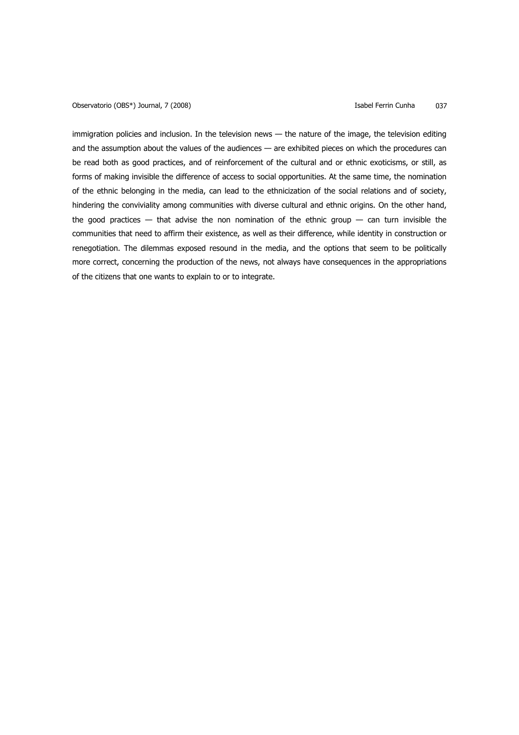immigration policies and inclusion. In the television news — the nature of the image, the television editing and the assumption about the values of the audiences — are exhibited pieces on which the procedures can be read both as good practices, and of reinforcement of the cultural and or ethnic exoticisms, or still, as forms of making invisible the difference of access to social opportunities. At the same time, the nomination of the ethnic belonging in the media, can lead to the ethnicization of the social relations and of society, hindering the conviviality among communities with diverse cultural and ethnic origins. On the other hand, the good practices — that advise the non nomination of the ethnic group — can turn invisible the communities that need to affirm their existence, as well as their difference, while identity in construction or renegotiation. The dilemmas exposed resound in the media, and the options that seem to be politically more correct, concerning the production of the news, not always have consequences in the appropriations of the citizens that one wants to explain to or to integrate.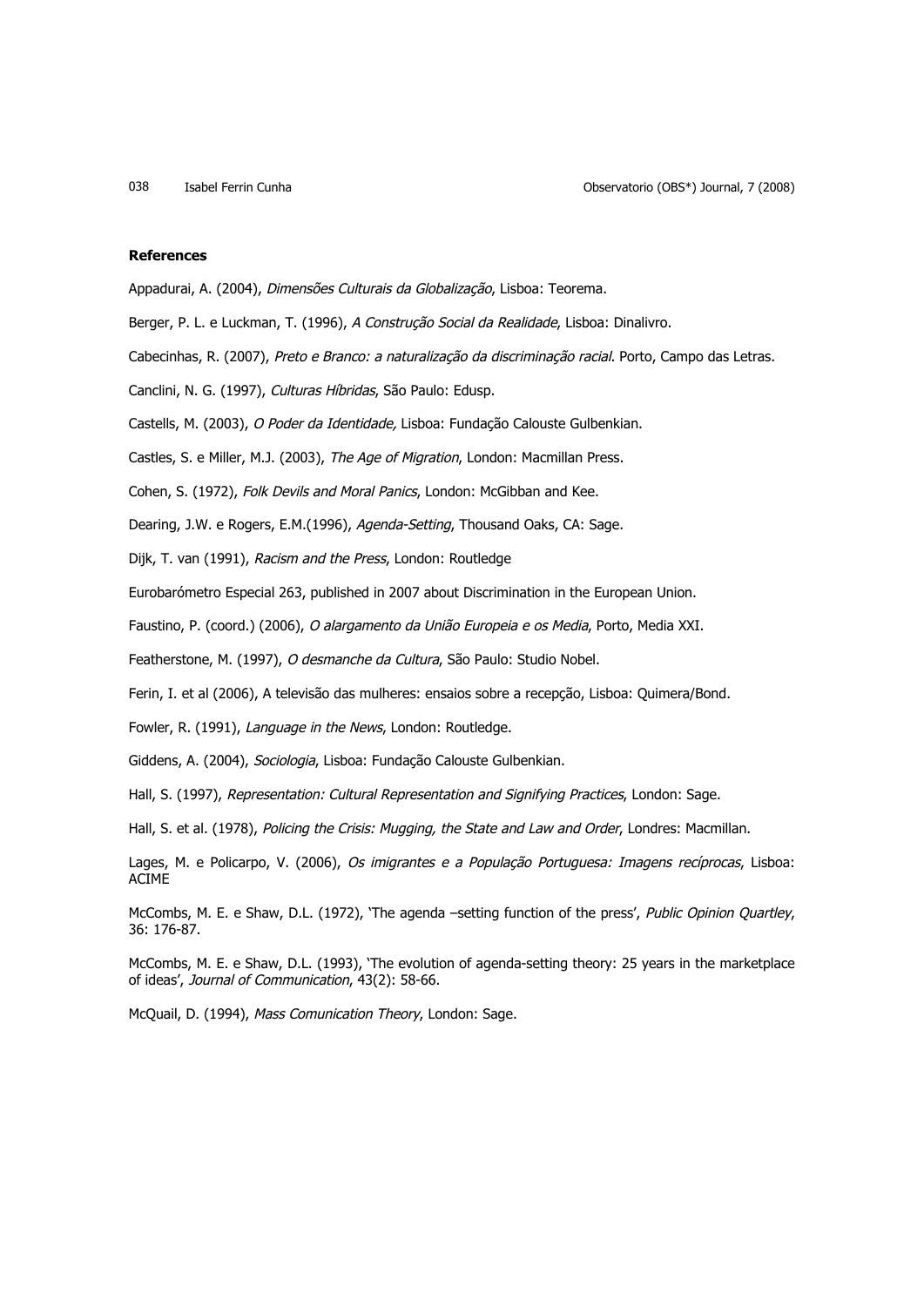### References

Appadurai, A. (2004), *Dimensões Culturais da Globalização*, Lisboa: Teorema.

Berger, P. L. e Luckman, T. (1996), *A Construção Social da Realidade*, Lisboa: Dinalivro.

Cabecinhas, R. (2007), *Preto e Branco: a naturalização da discriminação racial*. Porto, Campo das Letras.

Canclini, N. G. (1997), *Culturas Híbridas*, São Paulo: Edusp.

Castells, M. (2003), *O Poder da Identidade,* Lisboa: Fundação Calouste Gulbenkian.

Castles, S. e Miller, M.J. (2003), *The Age of Migration*, London: Macmillan Press.

Cohen, S. (1972), *Folk Devils and Moral Panics*, London: McGibban and Kee.

Dearing, J.W. e Rogers, E.M.(1996), *Agenda-Setting*, Thousand Oaks, CA: Sage.

Dijk, T. van (1991), *Racism and the Press*, London: Routledge

Eurobarómetro Especial 263, published in 2007 about Discrimination in the European Union.

Faustino, P. (coord.) (2006), *O alargamento da União Europeia e os Media*, Porto, Media XXI.

Featherstone, M. (1997), *O desmanche da Cultura*, São Paulo: Studio Nobel.

Ferin, I. et al (2006), A televisão das mulheres: ensaios sobre a recepção, Lisboa: Quimera/Bond.

Fowler, R. (1991), *Language in the News*, London: Routledge.

Giddens, A. (2004), *Sociologia*, Lisboa: Fundação Calouste Gulbenkian.

Hall, S. (1997), *Representation: Cultural Representation and Signifying Practices*, London: Sage.

Hall, S. et al. (1978), *Policing the Crisis: Mugging, the State and Law and Order*, Londres: Macmillan.

Lages, M. e Policarpo, V. (2006), *Os imigrantes e a População Portuguesa: Imagens recíprocas*, Lisboa: ACIME

McCombs, M. E. e Shaw, D.L. (1972), 'The agenda –setting function of the press', *Public Opinion Quartley*, 36: 176-87.

McCombs, M. E. e Shaw, D.L. (1993), 'The evolution of agenda-setting theory: 25 years in the marketplace of ideas', *Journal of Communication*, 43(2): 58-66.

McQuail, D. (1994), *Mass Comunication Theory*, London: Sage.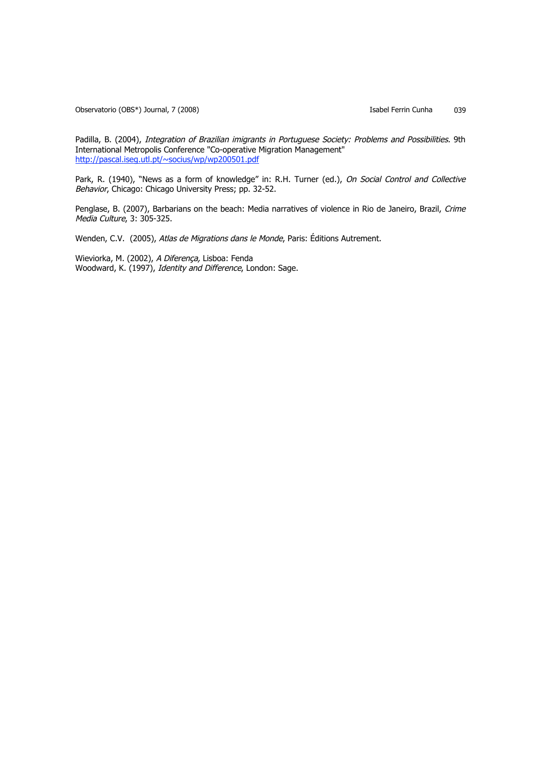Padilla, B. (2004), *Integration of Brazilian imigrants in Portuguese Society: Problems and Possibilities*. 9th International Metropolis Conference "Co-operative Migration Management" http://pascal.iseg.utl.pt/~socius/wp/wp200501.pdf

Park, R. (1940), "News as a form of knowledge" in: R.H. Turner (ed.), *On Social Control and Collective Behavior*, Chicago: Chicago University Press; pp. 32-52.

Penglase, B. (2007), Barbarians on the beach: Media narratives of violence in Rio de Janeiro, Brazil, *Crime Media Culture*, 3: 305-325.

Wenden, C.V. (2005), *Atlas de Migrations dans le Monde*, Paris: Éditions Autrement.

Wieviorka, M. (2002), *A Diferença,* Lisboa: Fenda
Woodward, K. (1997), *Identity and Difference*, London: Sage.